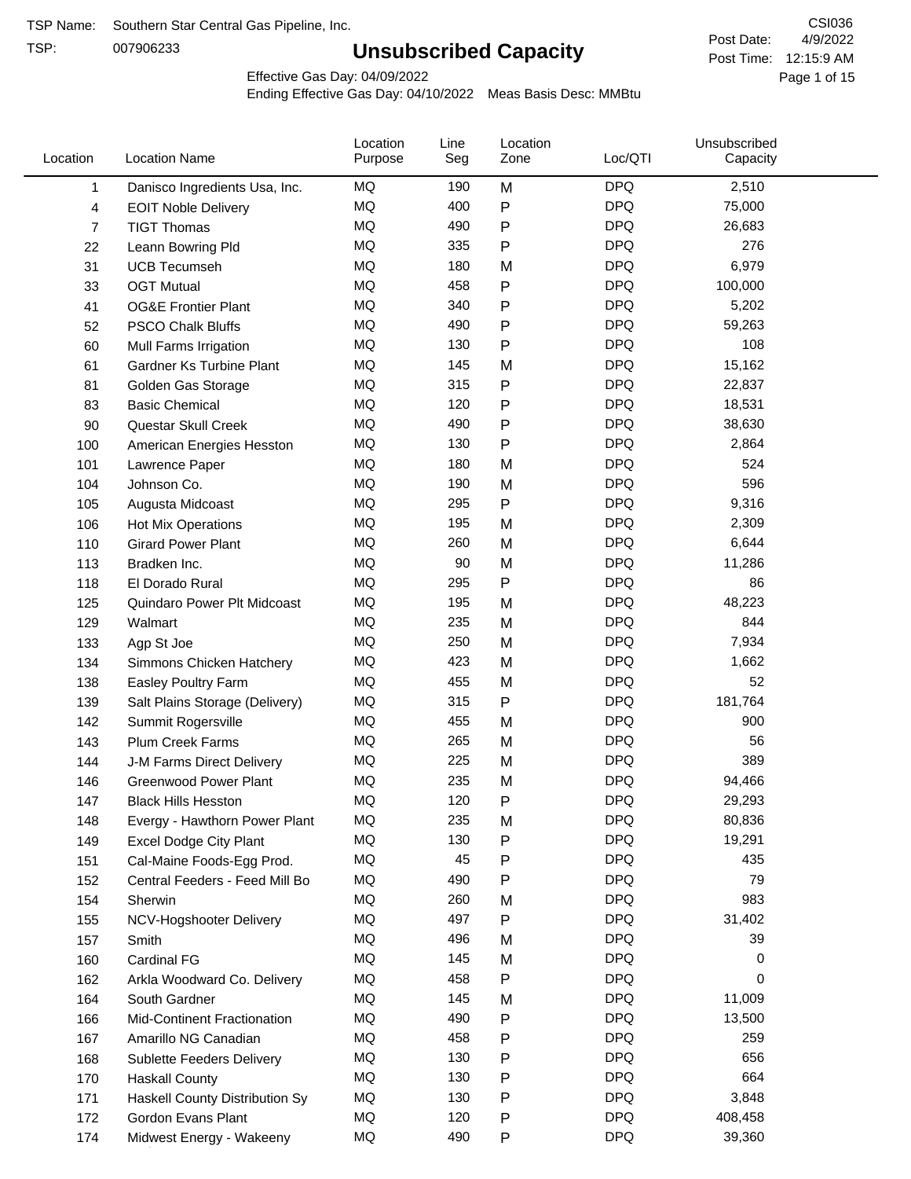TSP Name: Southern Star Central Gas Pipeline, Inc.

TSP: 007906233

# Unsubscribed Capacity

CSI036

Post Date: 4/9/2022

Post Time: 12:15:9 AM

Effective Gas Day: 04/09/2022

Ending Effective Gas Day: 04/10/2022 Meas Basis Desc: MMBtu

| Location | Location Name | Location Purpose | Line Seg | Location Zone | Loc/QTI | Unsubscribed Capacity |
|---|---|---|---|---|---|---|
| 1 | Danisco Ingredients Usa, Inc. | MQ | 190 | M | DPQ | 2,510 |
| 4 | EOIT Noble Delivery | MQ | 400 | P | DPQ | 75,000 |
| 7 | TIGT Thomas | MQ | 490 | P | DPQ | 26,683 |
| 22 | Leann Bowring Pld | MQ | 335 | P | DPQ | 276 |
| 31 | UCB Tecumseh | MQ | 180 | M | DPQ | 6,979 |
| 33 | OGT Mutual | MQ | 458 | P | DPQ | 100,000 |
| 41 | OG&E Frontier Plant | MQ | 340 | P | DPQ | 5,202 |
| 52 | PSCO Chalk Bluffs | MQ | 490 | P | DPQ | 59,263 |
| 60 | Mull Farms Irrigation | MQ | 130 | P | DPQ | 108 |
| 61 | Gardner Ks Turbine Plant | MQ | 145 | M | DPQ | 15,162 |
| 81 | Golden Gas Storage | MQ | 315 | P | DPQ | 22,837 |
| 83 | Basic Chemical | MQ | 120 | P | DPQ | 18,531 |
| 90 | Questar Skull Creek | MQ | 490 | P | DPQ | 38,630 |
| 100 | American Energies Hesston | MQ | 130 | P | DPQ | 2,864 |
| 101 | Lawrence Paper | MQ | 180 | M | DPQ | 524 |
| 104 | Johnson Co. | MQ | 190 | M | DPQ | 596 |
| 105 | Augusta Midcoast | MQ | 295 | P | DPQ | 9,316 |
| 106 | Hot Mix Operations | MQ | 195 | M | DPQ | 2,309 |
| 110 | Girard Power Plant | MQ | 260 | M | DPQ | 6,644 |
| 113 | Bradken Inc. | MQ | 90 | M | DPQ | 11,286 |
| 118 | El Dorado Rural | MQ | 295 | P | DPQ | 86 |
| 125 | Quindaro Power Plt Midcoast | MQ | 195 | M | DPQ | 48,223 |
| 129 | Walmart | MQ | 235 | M | DPQ | 844 |
| 133 | Agp St Joe | MQ | 250 | M | DPQ | 7,934 |
| 134 | Simmons Chicken Hatchery | MQ | 423 | M | DPQ | 1,662 |
| 138 | Easley Poultry Farm | MQ | 455 | M | DPQ | 52 |
| 139 | Salt Plains Storage (Delivery) | MQ | 315 | P | DPQ | 181,764 |
| 142 | Summit Rogersville | MQ | 455 | M | DPQ | 900 |
| 143 | Plum Creek Farms | MQ | 265 | M | DPQ | 56 |
| 144 | J-M Farms Direct Delivery | MQ | 225 | M | DPQ | 389 |
| 146 | Greenwood Power Plant | MQ | 235 | M | DPQ | 94,466 |
| 147 | Black Hills Hesston | MQ | 120 | P | DPQ | 29,293 |
| 148 | Evergy - Hawthorn Power Plant | MQ | 235 | M | DPQ | 80,836 |
| 149 | Excel Dodge City Plant | MQ | 130 | P | DPQ | 19,291 |
| 151 | Cal-Maine Foods-Egg Prod. | MQ | 45 | P | DPQ | 435 |
| 152 | Central Feeders - Feed Mill Bo | MQ | 490 | P | DPQ | 79 |
| 154 | Sherwin | MQ | 260 | M | DPQ | 983 |
| 155 | NCV-Hogshooter Delivery | MQ | 497 | P | DPQ | 31,402 |
| 157 | Smith | MQ | 496 | M | DPQ | 39 |
| 160 | Cardinal FG | MQ | 145 | M | DPQ | 0 |
| 162 | Arkla Woodward Co. Delivery | MQ | 458 | P | DPQ | 0 |
| 164 | South Gardner | MQ | 145 | M | DPQ | 11,009 |
| 166 | Mid-Continent Fractionation | MQ | 490 | P | DPQ | 13,500 |
| 167 | Amarillo NG Canadian | MQ | 458 | P | DPQ | 259 |
| 168 | Sublette Feeders Delivery | MQ | 130 | P | DPQ | 656 |
| 170 | Haskall County | MQ | 130 | P | DPQ | 664 |
| 171 | Haskall County Distribution Sy | MQ | 130 | P | DPQ | 3,848 |
| 172 | Gordon Evans Plant | MQ | 120 | P | DPQ | 408,458 |
| 174 | Midwest Energy - Wakeeny | MQ | 490 | P | DPQ | 39,360 |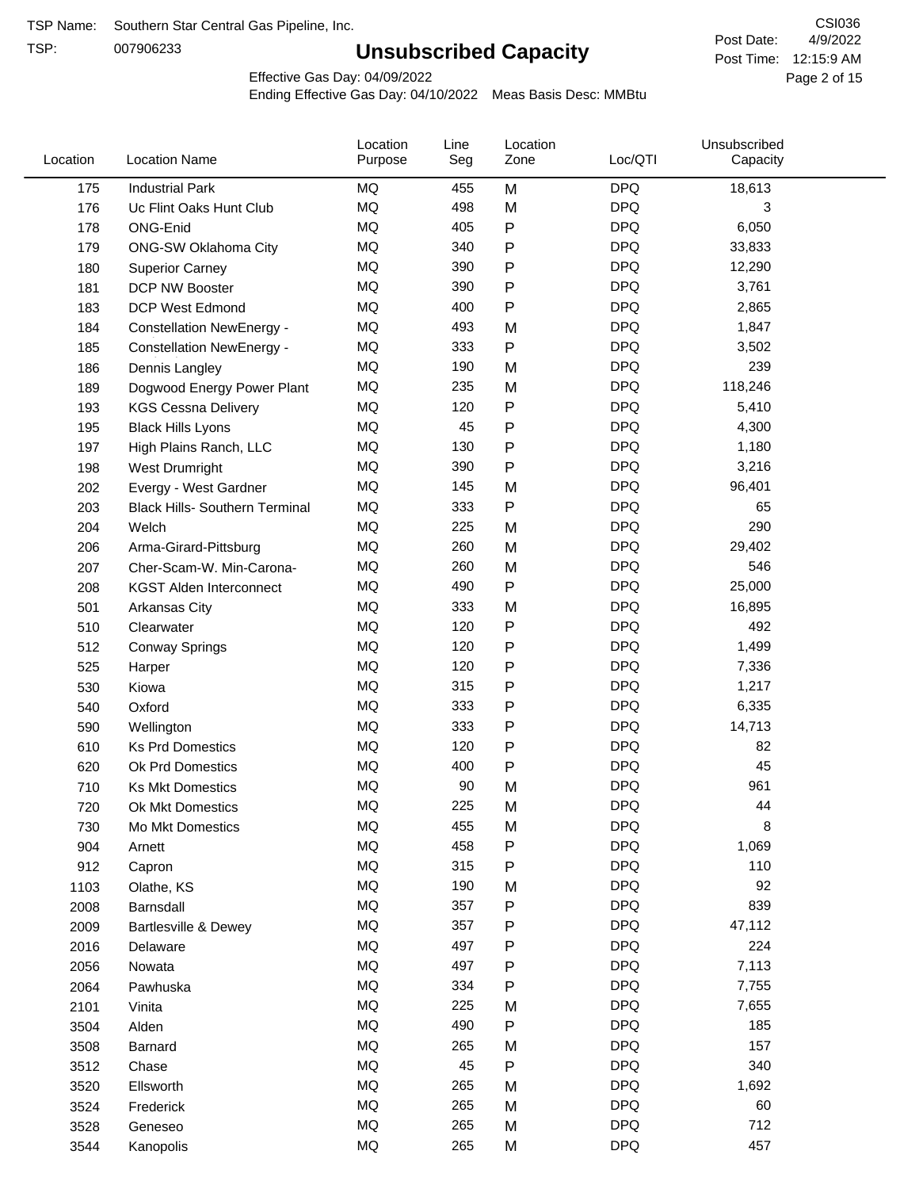TSP Name: Southern Star Central Gas Pipeline, Inc.

TSP: 007906233

# Unsubscribed Capacity

CSI036

Post Date: 4/9/2022

Post Time: 12:15:9 AM

Effective Gas Day: 04/09/2022

Ending Effective Gas Day: 04/10/2022 Meas Basis Desc: MMBtu

| Location | Location Name | Location Purpose | Line Seg | Location Zone | Loc/QTI | Unsubscribed Capacity |
|---|---|---|---|---|---|---|
| 175 | Industrial Park | MQ | 455 | M | DPQ | 18,613 |
| 176 | Uc Flint Oaks Hunt Club | MQ | 498 | M | DPQ | 3 |
| 178 | ONG-Enid | MQ | 405 | P | DPQ | 6,050 |
| 179 | ONG-SW Oklahoma City | MQ | 340 | P | DPQ | 33,833 |
| 180 | Superior Carney | MQ | 390 | P | DPQ | 12,290 |
| 181 | DCP NW Booster | MQ | 390 | P | DPQ | 3,761 |
| 183 | DCP West Edmond | MQ | 400 | P | DPQ | 2,865 |
| 184 | Constellation NewEnergy - | MQ | 493 | M | DPQ | 1,847 |
| 185 | Constellation NewEnergy - | MQ | 333 | P | DPQ | 3,502 |
| 186 | Dennis Langley | MQ | 190 | M | DPQ | 239 |
| 189 | Dogwood Energy Power Plant | MQ | 235 | M | DPQ | 118,246 |
| 193 | KGS Cessna Delivery | MQ | 120 | P | DPQ | 5,410 |
| 195 | Black Hills Lyons | MQ | 45 | P | DPQ | 4,300 |
| 197 | High Plains Ranch, LLC | MQ | 130 | P | DPQ | 1,180 |
| 198 | West Drumright | MQ | 390 | P | DPQ | 3,216 |
| 202 | Evergy - West Gardner | MQ | 145 | M | DPQ | 96,401 |
| 203 | Black Hills- Southern Terminal | MQ | 333 | P | DPQ | 65 |
| 204 | Welch | MQ | 225 | M | DPQ | 290 |
| 206 | Arma-Girard-Pittsburg | MQ | 260 | M | DPQ | 29,402 |
| 207 | Cher-Scam-W. Min-Carona- | MQ | 260 | M | DPQ | 546 |
| 208 | KGST Alden Interconnect | MQ | 490 | P | DPQ | 25,000 |
| 501 | Arkansas City | MQ | 333 | M | DPQ | 16,895 |
| 510 | Clearwater | MQ | 120 | P | DPQ | 492 |
| 512 | Conway Springs | MQ | 120 | P | DPQ | 1,499 |
| 525 | Harper | MQ | 120 | P | DPQ | 7,336 |
| 530 | Kiowa | MQ | 315 | P | DPQ | 1,217 |
| 540 | Oxford | MQ | 333 | P | DPQ | 6,335 |
| 590 | Wellington | MQ | 333 | P | DPQ | 14,713 |
| 610 | Ks Prd Domestics | MQ | 120 | P | DPQ | 82 |
| 620 | Ok Prd Domestics | MQ | 400 | P | DPQ | 45 |
| 710 | Ks Mkt Domestics | MQ | 90 | M | DPQ | 961 |
| 720 | Ok Mkt Domestics | MQ | 225 | M | DPQ | 44 |
| 730 | Mo Mkt Domestics | MQ | 455 | M | DPQ | 8 |
| 904 | Arnett | MQ | 458 | P | DPQ | 1,069 |
| 912 | Capron | MQ | 315 | P | DPQ | 110 |
| 1103 | Olathe, KS | MQ | 190 | M | DPQ | 92 |
| 2008 | Barnsdall | MQ | 357 | P | DPQ | 839 |
| 2009 | Bartlesville & Dewey | MQ | 357 | P | DPQ | 47,112 |
| 2016 | Delaware | MQ | 497 | P | DPQ | 224 |
| 2056 | Nowata | MQ | 497 | P | DPQ | 7,113 |
| 2064 | Pawhuska | MQ | 334 | P | DPQ | 7,755 |
| 2101 | Vinita | MQ | 225 | M | DPQ | 7,655 |
| 3504 | Alden | MQ | 490 | P | DPQ | 185 |
| 3508 | Barnard | MQ | 265 | M | DPQ | 157 |
| 3512 | Chase | MQ | 45 | P | DPQ | 340 |
| 3520 | Ellsworth | MQ | 265 | M | DPQ | 1,692 |
| 3524 | Frederick | MQ | 265 | M | DPQ | 60 |
| 3528 | Geneseo | MQ | 265 | M | DPQ | 712 |
| 3544 | Kanopolis | MQ | 265 | M | DPQ | 457 |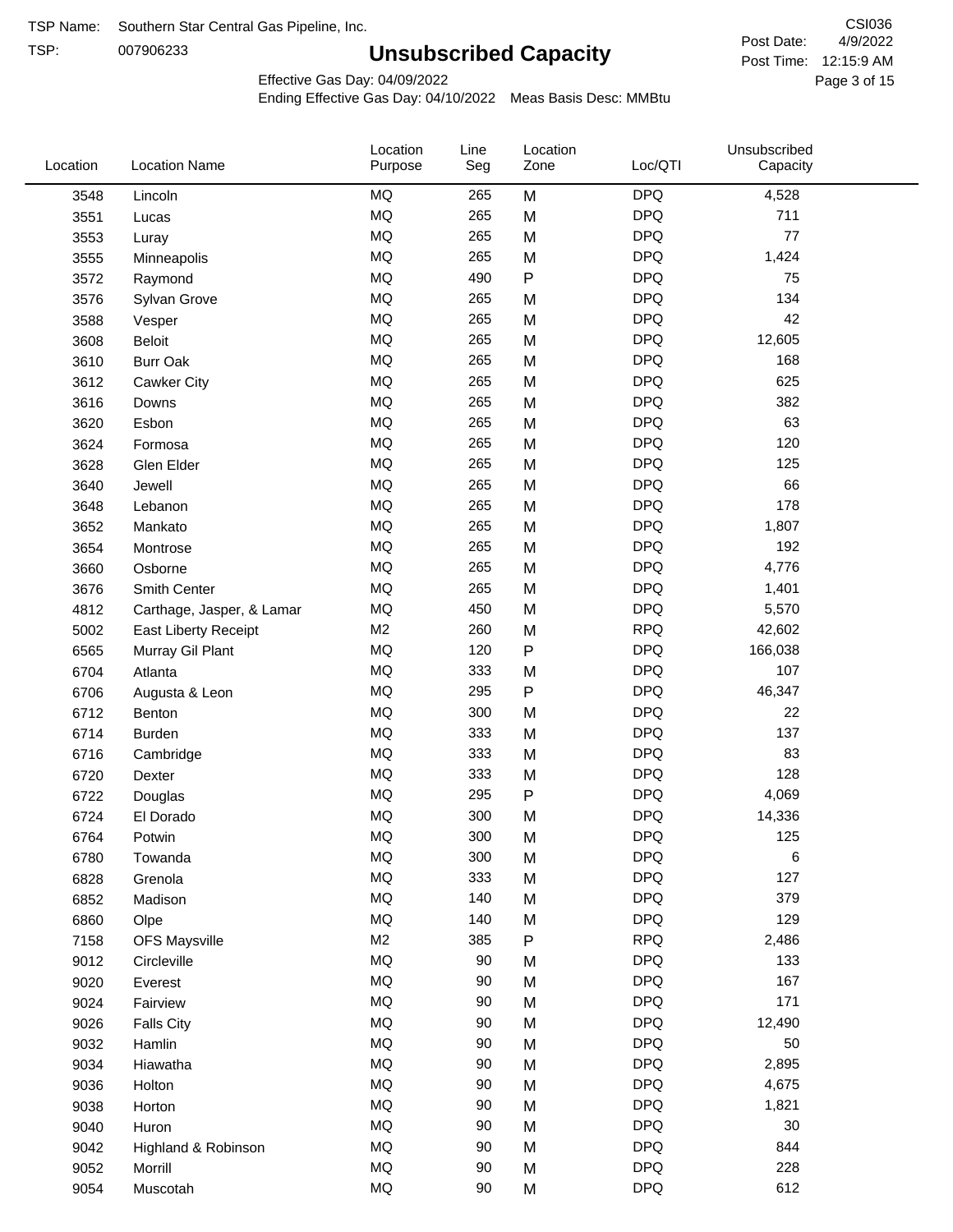TSP Name: Southern Star Central Gas Pipeline, Inc.

TSP: 007906233

# Unsubscribed Capacity

CSI036

Post Date: 4/9/2022

Post Time: 12:15:9 AM

Effective Gas Day: 04/09/2022

Ending Effective Gas Day: 04/10/2022 Meas Basis Desc: MMBtu

| Location | Location Name | Location Purpose | Line Seg | Location Zone | Loc/QTI | Unsubscribed Capacity |
|---|---|---|---|---|---|---|
| 3548 | Lincoln | MQ | 265 | M | DPQ | 4,528 |
| 3551 | Lucas | MQ | 265 | M | DPQ | 711 |
| 3553 | Luray | MQ | 265 | M | DPQ | 77 |
| 3555 | Minneapolis | MQ | 265 | M | DPQ | 1,424 |
| 3572 | Raymond | MQ | 490 | P | DPQ | 75 |
| 3576 | Sylvan Grove | MQ | 265 | M | DPQ | 134 |
| 3588 | Vesper | MQ | 265 | M | DPQ | 42 |
| 3608 | Beloit | MQ | 265 | M | DPQ | 12,605 |
| 3610 | Burr Oak | MQ | 265 | M | DPQ | 168 |
| 3612 | Cawker City | MQ | 265 | M | DPQ | 625 |
| 3616 | Downs | MQ | 265 | M | DPQ | 382 |
| 3620 | Esbon | MQ | 265 | M | DPQ | 63 |
| 3624 | Formosa | MQ | 265 | M | DPQ | 120 |
| 3628 | Glen Elder | MQ | 265 | M | DPQ | 125 |
| 3640 | Jewell | MQ | 265 | M | DPQ | 66 |
| 3648 | Lebanon | MQ | 265 | M | DPQ | 178 |
| 3652 | Mankato | MQ | 265 | M | DPQ | 1,807 |
| 3654 | Montrose | MQ | 265 | M | DPQ | 192 |
| 3660 | Osborne | MQ | 265 | M | DPQ | 4,776 |
| 3676 | Smith Center | MQ | 265 | M | DPQ | 1,401 |
| 4812 | Carthage, Jasper, & Lamar | MQ | 450 | M | DPQ | 5,570 |
| 5002 | East Liberty Receipt | M2 | 260 | M | RPQ | 42,602 |
| 6565 | Murray Gil Plant | MQ | 120 | P | DPQ | 166,038 |
| 6704 | Atlanta | MQ | 333 | M | DPQ | 107 |
| 6706 | Augusta & Leon | MQ | 295 | P | DPQ | 46,347 |
| 6712 | Benton | MQ | 300 | M | DPQ | 22 |
| 6714 | Burden | MQ | 333 | M | DPQ | 137 |
| 6716 | Cambridge | MQ | 333 | M | DPQ | 83 |
| 6720 | Dexter | MQ | 333 | M | DPQ | 128 |
| 6722 | Douglas | MQ | 295 | P | DPQ | 4,069 |
| 6724 | El Dorado | MQ | 300 | M | DPQ | 14,336 |
| 6764 | Potwin | MQ | 300 | M | DPQ | 125 |
| 6780 | Towanda | MQ | 300 | M | DPQ | 6 |
| 6828 | Grenola | MQ | 333 | M | DPQ | 127 |
| 6852 | Madison | MQ | 140 | M | DPQ | 379 |
| 6860 | Olpe | MQ | 140 | M | DPQ | 129 |
| 7158 | OFS Maysville | M2 | 385 | P | RPQ | 2,486 |
| 9012 | Circleville | MQ | 90 | M | DPQ | 133 |
| 9020 | Everest | MQ | 90 | M | DPQ | 167 |
| 9024 | Fairview | MQ | 90 | M | DPQ | 171 |
| 9026 | Falls City | MQ | 90 | M | DPQ | 12,490 |
| 9032 | Hamlin | MQ | 90 | M | DPQ | 50 |
| 9034 | Hiawatha | MQ | 90 | M | DPQ | 2,895 |
| 9036 | Holton | MQ | 90 | M | DPQ | 4,675 |
| 9038 | Horton | MQ | 90 | M | DPQ | 1,821 |
| 9040 | Huron | MQ | 90 | M | DPQ | 30 |
| 9042 | Highland & Robinson | MQ | 90 | M | DPQ | 844 |
| 9052 | Morrill | MQ | 90 | M | DPQ | 228 |
| 9054 | Muscotah | MQ | 90 | M | DPQ | 612 |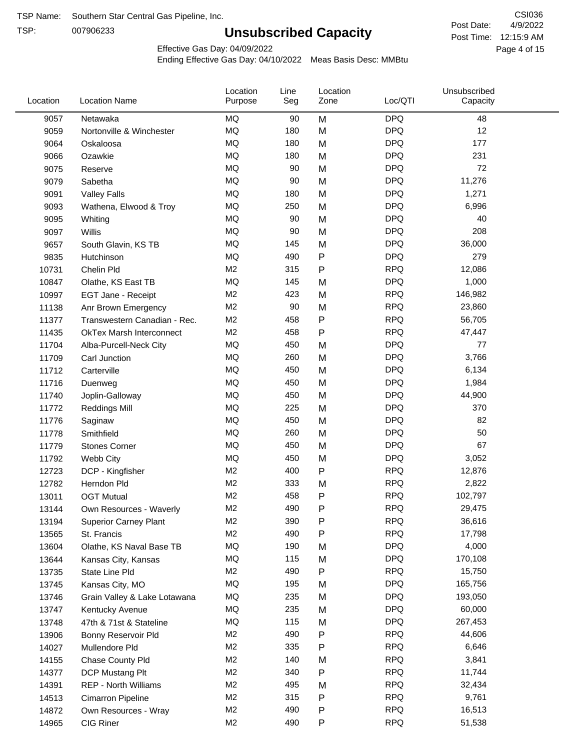TSP Name: Southern Star Central Gas Pipeline, Inc.

TSP: 007906233

# Unsubscribed Capacity

CSI036

Post Date: 4/9/2022

Post Time: 12:15:9 AM

Effective Gas Day: 04/09/2022

Ending Effective Gas Day: 04/10/2022 Meas Basis Desc: MMBtu

| Location | Location Name | Location Purpose | Line Seg | Location Zone | Loc/QTI | Unsubscribed Capacity |
|---|---|---|---|---|---|---|
| 9057 | Netawaka | MQ | 90 | M | DPQ | 48 |
| 9059 | Nortonville & Winchester | MQ | 180 | M | DPQ | 12 |
| 9064 | Oskaloosa | MQ | 180 | M | DPQ | 177 |
| 9066 | Ozawkie | MQ | 180 | M | DPQ | 231 |
| 9075 | Reserve | MQ | 90 | M | DPQ | 72 |
| 9079 | Sabetha | MQ | 90 | M | DPQ | 11,276 |
| 9091 | Valley Falls | MQ | 180 | M | DPQ | 1,271 |
| 9093 | Wathena, Elwood & Troy | MQ | 250 | M | DPQ | 6,996 |
| 9095 | Whiting | MQ | 90 | M | DPQ | 40 |
| 9097 | Willis | MQ | 90 | M | DPQ | 208 |
| 9657 | South Glavin, KS TB | MQ | 145 | M | DPQ | 36,000 |
| 9835 | Hutchinson | MQ | 490 | P | DPQ | 279 |
| 10731 | Chelin Pld | M2 | 315 | P | RPQ | 12,086 |
| 10847 | Olathe, KS East TB | MQ | 145 | M | DPQ | 1,000 |
| 10997 | EGT Jane - Receipt | M2 | 423 | M | RPQ | 146,982 |
| 11138 | Anr Brown Emergency | M2 | 90 | M | RPQ | 23,860 |
| 11377 | Transwestern Canadian - Rec. | M2 | 458 | P | RPQ | 56,705 |
| 11435 | OkTex Marsh Interconnect | M2 | 458 | P | RPQ | 47,447 |
| 11704 | Alba-Purcell-Neck City | MQ | 450 | M | DPQ | 77 |
| 11709 | Carl Junction | MQ | 260 | M | DPQ | 3,766 |
| 11712 | Carterville | MQ | 450 | M | DPQ | 6,134 |
| 11716 | Duenweg | MQ | 450 | M | DPQ | 1,984 |
| 11740 | Joplin-Galloway | MQ | 450 | M | DPQ | 44,900 |
| 11772 | Reddings Mill | MQ | 225 | M | DPQ | 370 |
| 11776 | Saginaw | MQ | 450 | M | DPQ | 82 |
| 11778 | Smithfield | MQ | 260 | M | DPQ | 50 |
| 11779 | Stones Corner | MQ | 450 | M | DPQ | 67 |
| 11792 | Webb City | MQ | 450 | M | DPQ | 3,052 |
| 12723 | DCP - Kingfisher | M2 | 400 | P | RPQ | 12,876 |
| 12782 | Herndon Pld | M2 | 333 | M | RPQ | 2,822 |
| 13011 | OGT Mutual | M2 | 458 | P | RPQ | 102,797 |
| 13144 | Own Resources - Waverly | M2 | 490 | P | RPQ | 29,475 |
| 13194 | Superior Carney Plant | M2 | 390 | P | RPQ | 36,616 |
| 13565 | St. Francis | M2 | 490 | P | RPQ | 17,798 |
| 13604 | Olathe, KS Naval Base TB | MQ | 190 | M | DPQ | 4,000 |
| 13644 | Kansas City, Kansas | MQ | 115 | M | DPQ | 170,108 |
| 13735 | State Line Pld | M2 | 490 | P | RPQ | 15,750 |
| 13745 | Kansas City, MO | MQ | 195 | M | DPQ | 165,756 |
| 13746 | Grain Valley & Lake Lotawana | MQ | 235 | M | DPQ | 193,050 |
| 13747 | Kentucky Avenue | MQ | 235 | M | DPQ | 60,000 |
| 13748 | 47th & 71st & Stateline | MQ | 115 | M | DPQ | 267,453 |
| 13906 | Bonny Reservoir Pld | M2 | 490 | P | RPQ | 44,606 |
| 14027 | Mullendore Pld | M2 | 335 | P | RPQ | 6,646 |
| 14155 | Chase County Pld | M2 | 140 | M | RPQ | 3,841 |
| 14377 | DCP Mustang Plt | M2 | 340 | P | RPQ | 11,744 |
| 14391 | REP - North Williams | M2 | 495 | M | RPQ | 32,434 |
| 14513 | Cimarron Pipeline | M2 | 315 | P | RPQ | 9,761 |
| 14872 | Own Resources - Wray | M2 | 490 | P | RPQ | 16,513 |
| 14965 | CIG Riner | M2 | 490 | P | RPQ | 51,538 |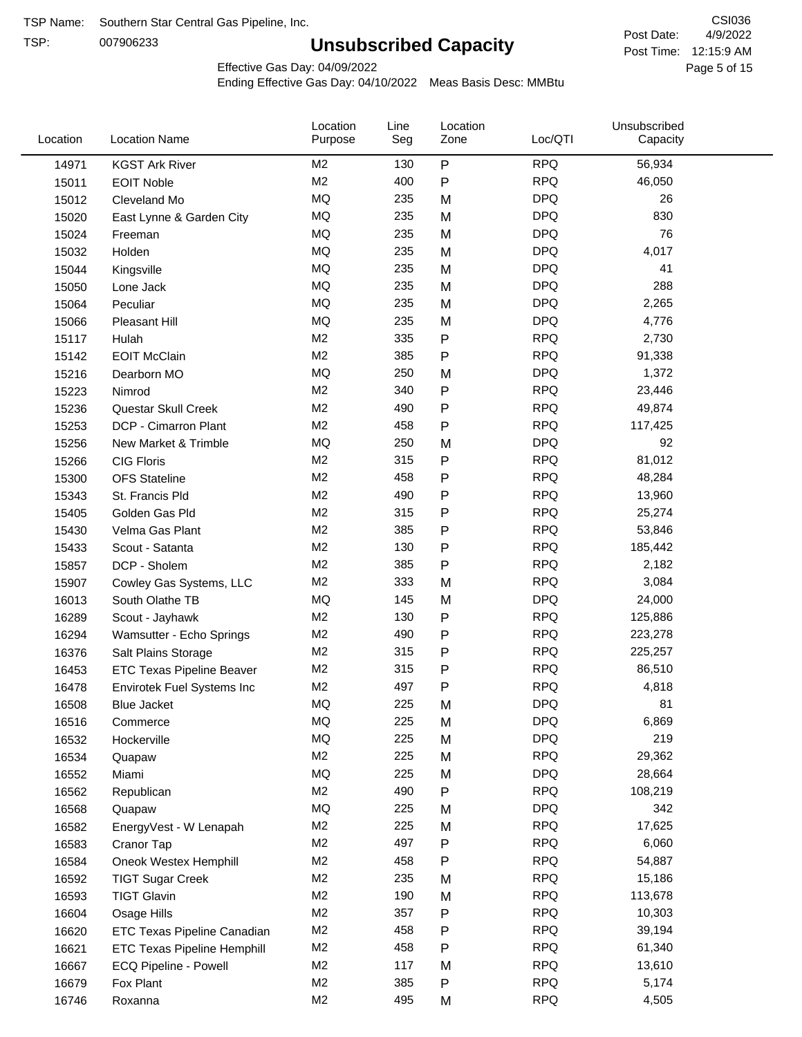TSP Name: Southern Star Central Gas Pipeline, Inc.

TSP: 007906233

# Unsubscribed Capacity

CSI036

Post Date: 4/9/2022

Post Time: 12:15:9 AM

Effective Gas Day: 04/09/2022

Ending Effective Gas Day: 04/10/2022 Meas Basis Desc: MMBtu

| Location | Location Name | Location Purpose | Line Seg | Location Zone | Loc/QTI | Unsubscribed Capacity |
|---|---|---|---|---|---|---|
| 14971 | KGST Ark River | M2 | 130 | P | RPQ | 56,934 |
| 15011 | EOIT Noble | M2 | 400 | P | RPQ | 46,050 |
| 15012 | Cleveland Mo | MQ | 235 | M | DPQ | 26 |
| 15020 | East Lynne & Garden City | MQ | 235 | M | DPQ | 830 |
| 15024 | Freeman | MQ | 235 | M | DPQ | 76 |
| 15032 | Holden | MQ | 235 | M | DPQ | 4,017 |
| 15044 | Kingsville | MQ | 235 | M | DPQ | 41 |
| 15050 | Lone Jack | MQ | 235 | M | DPQ | 288 |
| 15064 | Peculiar | MQ | 235 | M | DPQ | 2,265 |
| 15066 | Pleasant Hill | MQ | 235 | M | DPQ | 4,776 |
| 15117 | Hulah | M2 | 335 | P | RPQ | 2,730 |
| 15142 | EOIT McClain | M2 | 385 | P | RPQ | 91,338 |
| 15216 | Dearborn MO | MQ | 250 | M | DPQ | 1,372 |
| 15223 | Nimrod | M2 | 340 | P | RPQ | 23,446 |
| 15236 | Questar Skull Creek | M2 | 490 | P | RPQ | 49,874 |
| 15253 | DCP - Cimarron Plant | M2 | 458 | P | RPQ | 117,425 |
| 15256 | New Market & Trimble | MQ | 250 | M | DPQ | 92 |
| 15266 | CIG Floris | M2 | 315 | P | RPQ | 81,012 |
| 15300 | OFS Stateline | M2 | 458 | P | RPQ | 48,284 |
| 15343 | St. Francis Pld | M2 | 490 | P | RPQ | 13,960 |
| 15405 | Golden Gas Pld | M2 | 315 | P | RPQ | 25,274 |
| 15430 | Velma Gas Plant | M2 | 385 | P | RPQ | 53,846 |
| 15433 | Scout - Satanta | M2 | 130 | P | RPQ | 185,442 |
| 15857 | DCP - Sholem | M2 | 385 | P | RPQ | 2,182 |
| 15907 | Cowley Gas Systems, LLC | M2 | 333 | M | RPQ | 3,084 |
| 16013 | South Olathe TB | MQ | 145 | M | DPQ | 24,000 |
| 16289 | Scout - Jayhawk | M2 | 130 | P | RPQ | 125,886 |
| 16294 | Wamsutter - Echo Springs | M2 | 490 | P | RPQ | 223,278 |
| 16376 | Salt Plains Storage | M2 | 315 | P | RPQ | 225,257 |
| 16453 | ETC Texas Pipeline Beaver | M2 | 315 | P | RPQ | 86,510 |
| 16478 | Envirotek Fuel Systems Inc | M2 | 497 | P | RPQ | 4,818 |
| 16508 | Blue Jacket | MQ | 225 | M | DPQ | 81 |
| 16516 | Commerce | MQ | 225 | M | DPQ | 6,869 |
| 16532 | Hockerville | MQ | 225 | M | DPQ | 219 |
| 16534 | Quapaw | M2 | 225 | M | RPQ | 29,362 |
| 16552 | Miami | MQ | 225 | M | DPQ | 28,664 |
| 16562 | Republican | M2 | 490 | P | RPQ | 108,219 |
| 16568 | Quapaw | MQ | 225 | M | DPQ | 342 |
| 16582 | EnergyVest - W Lenapah | M2 | 225 | M | RPQ | 17,625 |
| 16583 | Cranor Tap | M2 | 497 | P | RPQ | 6,060 |
| 16584 | Oneok Westex Hemphill | M2 | 458 | P | RPQ | 54,887 |
| 16592 | TIGT Sugar Creek | M2 | 235 | M | RPQ | 15,186 |
| 16593 | TIGT Glavin | M2 | 190 | M | RPQ | 113,678 |
| 16604 | Osage Hills | M2 | 357 | P | RPQ | 10,303 |
| 16620 | ETC Texas Pipeline Canadian | M2 | 458 | P | RPQ | 39,194 |
| 16621 | ETC Texas Pipeline Hemphill | M2 | 458 | P | RPQ | 61,340 |
| 16667 | ECQ Pipeline - Powell | M2 | 117 | M | RPQ | 13,610 |
| 16679 | Fox Plant | M2 | 385 | P | RPQ | 5,174 |
| 16746 | Roxanna | M2 | 495 | M | RPQ | 4,505 |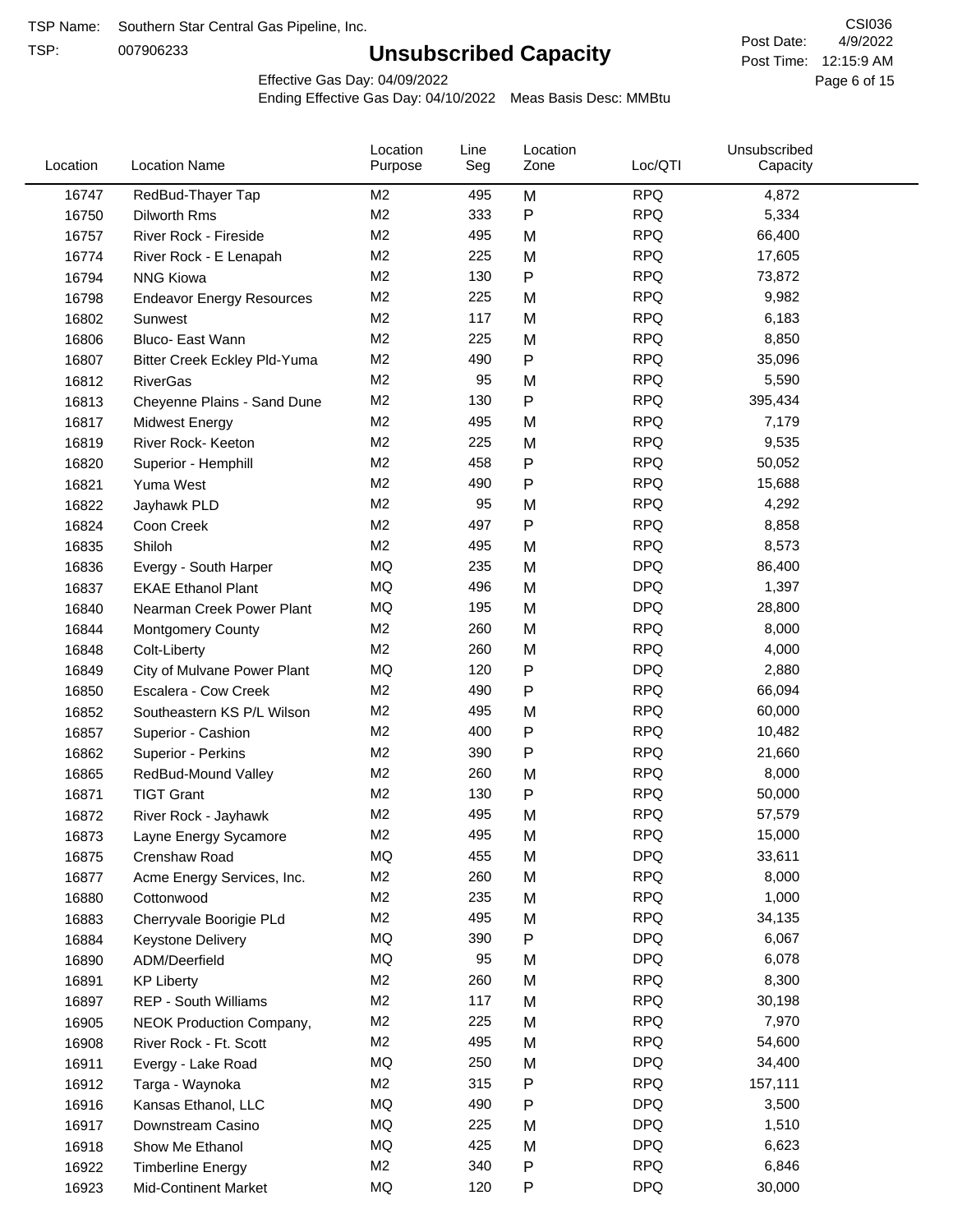TSP Name: Southern Star Central Gas Pipeline, Inc.

TSP: 007906233

# Unsubscribed Capacity

CSI036

Post Date: 4/9/2022

Post Time: 12:15:9 AM

Effective Gas Day: 04/09/2022

Ending Effective Gas Day: 04/10/2022 Meas Basis Desc: MMBtu

| Location | Location Name | Location Purpose | Line Seg | Location Zone | Loc/QTI | Unsubscribed Capacity |
|---|---|---|---|---|---|---|
| 16747 | RedBud-Thayer Tap | M2 | 495 | M | RPQ | 4,872 |
| 16750 | Dilworth Rms | M2 | 333 | P | RPQ | 5,334 |
| 16757 | River Rock - Fireside | M2 | 495 | M | RPQ | 66,400 |
| 16774 | River Rock - E Lenapah | M2 | 225 | M | RPQ | 17,605 |
| 16794 | NNG Kiowa | M2 | 130 | P | RPQ | 73,872 |
| 16798 | Endeavor Energy Resources | M2 | 225 | M | RPQ | 9,982 |
| 16802 | Sunwest | M2 | 117 | M | RPQ | 6,183 |
| 16806 | Bluco- East Wann | M2 | 225 | M | RPQ | 8,850 |
| 16807 | Bitter Creek Eckley Pld-Yuma | M2 | 490 | P | RPQ | 35,096 |
| 16812 | RiverGas | M2 | 95 | M | RPQ | 5,590 |
| 16813 | Cheyenne Plains - Sand Dune | M2 | 130 | P | RPQ | 395,434 |
| 16817 | Midwest Energy | M2 | 495 | M | RPQ | 7,179 |
| 16819 | River Rock- Keeton | M2 | 225 | M | RPQ | 9,535 |
| 16820 | Superior - Hemphill | M2 | 458 | P | RPQ | 50,052 |
| 16821 | Yuma West | M2 | 490 | P | RPQ | 15,688 |
| 16822 | Jayhawk PLD | M2 | 95 | M | RPQ | 4,292 |
| 16824 | Coon Creek | M2 | 497 | P | RPQ | 8,858 |
| 16835 | Shiloh | M2 | 495 | M | RPQ | 8,573 |
| 16836 | Evergy - South Harper | MQ | 235 | M | DPQ | 86,400 |
| 16837 | EKAE Ethanol Plant | MQ | 496 | M | DPQ | 1,397 |
| 16840 | Nearman Creek Power Plant | MQ | 195 | M | DPQ | 28,800 |
| 16844 | Montgomery County | M2 | 260 | M | RPQ | 8,000 |
| 16848 | Colt-Liberty | M2 | 260 | M | RPQ | 4,000 |
| 16849 | City of Mulvane Power Plant | MQ | 120 | P | DPQ | 2,880 |
| 16850 | Escalera - Cow Creek | M2 | 490 | P | RPQ | 66,094 |
| 16852 | Southeastern KS P/L Wilson | M2 | 495 | M | RPQ | 60,000 |
| 16857 | Superior - Cashion | M2 | 400 | P | RPQ | 10,482 |
| 16862 | Superior - Perkins | M2 | 390 | P | RPQ | 21,660 |
| 16865 | RedBud-Mound Valley | M2 | 260 | M | RPQ | 8,000 |
| 16871 | TIGT Grant | M2 | 130 | P | RPQ | 50,000 |
| 16872 | River Rock - Jayhawk | M2 | 495 | M | RPQ | 57,579 |
| 16873 | Layne Energy Sycamore | M2 | 495 | M | RPQ | 15,000 |
| 16875 | Crenshaw Road | MQ | 455 | M | DPQ | 33,611 |
| 16877 | Acme Energy Services, Inc. | M2 | 260 | M | RPQ | 8,000 |
| 16880 | Cottonwood | M2 | 235 | M | RPQ | 1,000 |
| 16883 | Cherryvale Boorigie PLd | M2 | 495 | M | RPQ | 34,135 |
| 16884 | Keystone Delivery | MQ | 390 | P | DPQ | 6,067 |
| 16890 | ADM/Deerfield | MQ | 95 | M | DPQ | 6,078 |
| 16891 | KP Liberty | M2 | 260 | M | RPQ | 8,300 |
| 16897 | REP - South Williams | M2 | 117 | M | RPQ | 30,198 |
| 16905 | NEOK Production Company, | M2 | 225 | M | RPQ | 7,970 |
| 16908 | River Rock - Ft. Scott | M2 | 495 | M | RPQ | 54,600 |
| 16911 | Evergy - Lake Road | MQ | 250 | M | DPQ | 34,400 |
| 16912 | Targa - Waynoka | M2 | 315 | P | RPQ | 157,111 |
| 16916 | Kansas Ethanol, LLC | MQ | 490 | P | DPQ | 3,500 |
| 16917 | Downstream Casino | MQ | 225 | M | DPQ | 1,510 |
| 16918 | Show Me Ethanol | MQ | 425 | M | DPQ | 6,623 |
| 16922 | Timberline Energy | M2 | 340 | P | RPQ | 6,846 |
| 16923 | Mid-Continent Market | MQ | 120 | P | DPQ | 30,000 |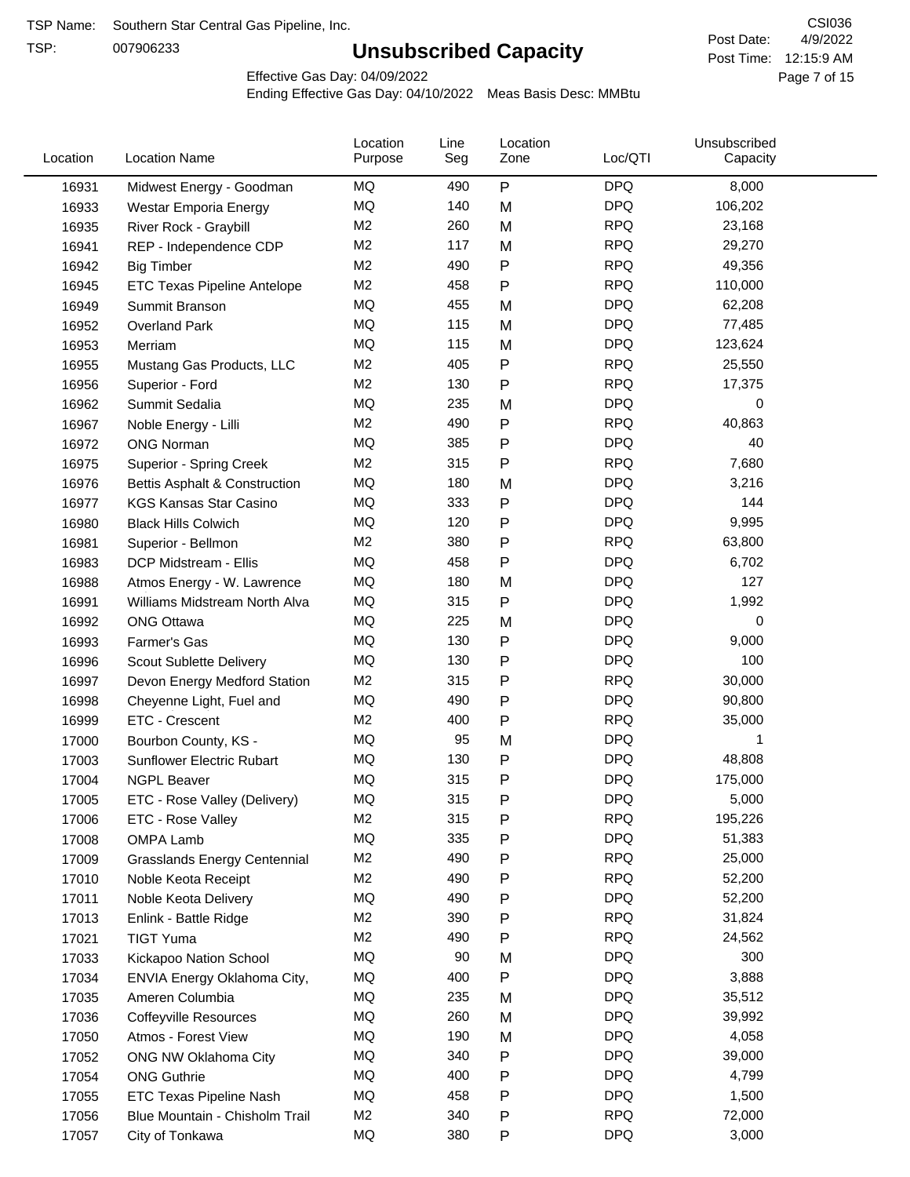TSP Name: Southern Star Central Gas Pipeline, Inc.

TSP: 007906233

# Unsubscribed Capacity

CSI036

Post Date: 4/9/2022

Post Time: 12:15:9 AM

Effective Gas Day: 04/09/2022

Ending Effective Gas Day: 04/10/2022 Meas Basis Desc: MMBtu

| Location | Location Name | Location Purpose | Line Seg | Location Zone | Loc/QTI | Unsubscribed Capacity |
|---|---|---|---|---|---|---|
| 16931 | Midwest Energy - Goodman | MQ | 490 | P | DPQ | 8,000 |
| 16933 | Westar Emporia Energy | MQ | 140 | M | DPQ | 106,202 |
| 16935 | River Rock - Graybill | M2 | 260 | M | RPQ | 23,168 |
| 16941 | REP - Independence CDP | M2 | 117 | M | RPQ | 29,270 |
| 16942 | Big Timber | M2 | 490 | P | RPQ | 49,356 |
| 16945 | ETC Texas Pipeline Antelope | M2 | 458 | P | RPQ | 110,000 |
| 16949 | Summit Branson | MQ | 455 | M | DPQ | 62,208 |
| 16952 | Overland Park | MQ | 115 | M | DPQ | 77,485 |
| 16953 | Merriam | MQ | 115 | M | DPQ | 123,624 |
| 16955 | Mustang Gas Products, LLC | M2 | 405 | P | RPQ | 25,550 |
| 16956 | Superior - Ford | M2 | 130 | P | RPQ | 17,375 |
| 16962 | Summit Sedalia | MQ | 235 | M | DPQ | 0 |
| 16967 | Noble Energy - Lilli | M2 | 490 | P | RPQ | 40,863 |
| 16972 | ONG Norman | MQ | 385 | P | DPQ | 40 |
| 16975 | Superior - Spring Creek | M2 | 315 | P | RPQ | 7,680 |
| 16976 | Bettis Asphalt & Construction | MQ | 180 | M | DPQ | 3,216 |
| 16977 | KGS Kansas Star Casino | MQ | 333 | P | DPQ | 144 |
| 16980 | Black Hills Colwich | MQ | 120 | P | DPQ | 9,995 |
| 16981 | Superior - Bellmon | M2 | 380 | P | RPQ | 63,800 |
| 16983 | DCP Midstream - Ellis | MQ | 458 | P | DPQ | 6,702 |
| 16988 | Atmos Energy - W. Lawrence | MQ | 180 | M | DPQ | 127 |
| 16991 | Williams Midstream North Alva | MQ | 315 | P | DPQ | 1,992 |
| 16992 | ONG Ottawa | MQ | 225 | M | DPQ | 0 |
| 16993 | Farmer's Gas | MQ | 130 | P | DPQ | 9,000 |
| 16996 | Scout Sublette Delivery | MQ | 130 | P | DPQ | 100 |
| 16997 | Devon Energy Medford Station | M2 | 315 | P | RPQ | 30,000 |
| 16998 | Cheyenne Light, Fuel and | MQ | 490 | P | DPQ | 90,800 |
| 16999 | ETC - Crescent | M2 | 400 | P | RPQ | 35,000 |
| 17000 | Bourbon County, KS - | MQ | 95 | M | DPQ | 1 |
| 17003 | Sunflower Electric Rubart | MQ | 130 | P | DPQ | 48,808 |
| 17004 | NGPL Beaver | MQ | 315 | P | DPQ | 175,000 |
| 17005 | ETC - Rose Valley (Delivery) | MQ | 315 | P | DPQ | 5,000 |
| 17006 | ETC - Rose Valley | M2 | 315 | P | RPQ | 195,226 |
| 17008 | OMPA Lamb | MQ | 335 | P | DPQ | 51,383 |
| 17009 | Grasslands Energy Centennial | M2 | 490 | P | RPQ | 25,000 |
| 17010 | Noble Keota Receipt | M2 | 490 | P | RPQ | 52,200 |
| 17011 | Noble Keota Delivery | MQ | 490 | P | DPQ | 52,200 |
| 17013 | Enlink - Battle Ridge | M2 | 390 | P | RPQ | 31,824 |
| 17021 | TIGT Yuma | M2 | 490 | P | RPQ | 24,562 |
| 17033 | Kickapoo Nation School | MQ | 90 | M | DPQ | 300 |
| 17034 | ENVIA Energy Oklahoma City, | MQ | 400 | P | DPQ | 3,888 |
| 17035 | Ameren Columbia | MQ | 235 | M | DPQ | 35,512 |
| 17036 | Coffeyville Resources | MQ | 260 | M | DPQ | 39,992 |
| 17050 | Atmos - Forest View | MQ | 190 | M | DPQ | 4,058 |
| 17052 | ONG NW Oklahoma City | MQ | 340 | P | DPQ | 39,000 |
| 17054 | ONG Guthrie | MQ | 400 | P | DPQ | 4,799 |
| 17055 | ETC Texas Pipeline Nash | MQ | 458 | P | DPQ | 1,500 |
| 17056 | Blue Mountain - Chisholm Trail | M2 | 340 | P | RPQ | 72,000 |
| 17057 | City of Tonkawa | MQ | 380 | P | DPQ | 3,000 |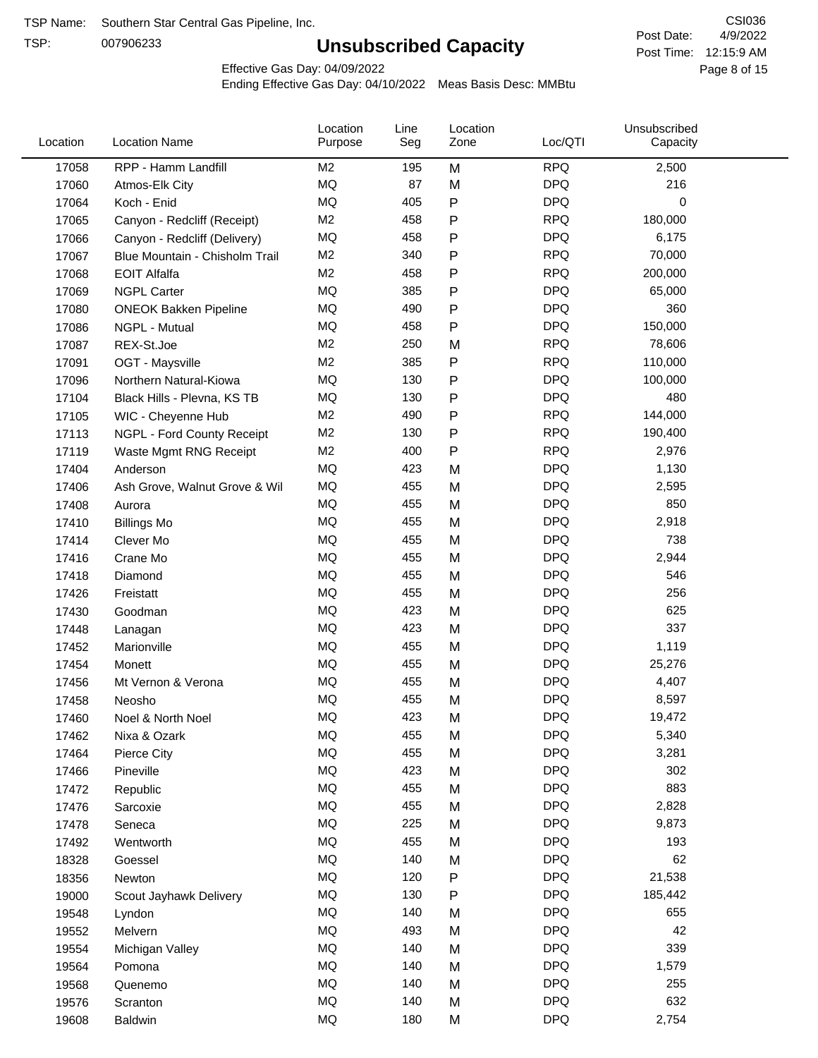TSP Name: Southern Star Central Gas Pipeline, Inc.

TSP: 007906233

# Unsubscribed Capacity

CSI036

Post Date: 4/9/2022

Post Time: 12:15:9 AM

Effective Gas Day: 04/09/2022

Ending Effective Gas Day: 04/10/2022 Meas Basis Desc: MMBtu

| Location | Location Name | Location Purpose | Line Seg | Location Zone | Loc/QTI | Unsubscribed Capacity |
|---|---|---|---|---|---|---|
| 17058 | RPP - Hamm Landfill | M2 | 195 | M | RPQ | 2,500 |
| 17060 | Atmos-Elk City | MQ | 87 | M | DPQ | 216 |
| 17064 | Koch - Enid | MQ | 405 | P | DPQ | 0 |
| 17065 | Canyon - Redcliff (Receipt) | M2 | 458 | P | RPQ | 180,000 |
| 17066 | Canyon - Redcliff (Delivery) | MQ | 458 | P | DPQ | 6,175 |
| 17067 | Blue Mountain - Chisholm Trail | M2 | 340 | P | RPQ | 70,000 |
| 17068 | EOIT Alfalfa | M2 | 458 | P | RPQ | 200,000 |
| 17069 | NGPL Carter | MQ | 385 | P | DPQ | 65,000 |
| 17080 | ONEOK Bakken Pipeline | MQ | 490 | P | DPQ | 360 |
| 17086 | NGPL - Mutual | MQ | 458 | P | DPQ | 150,000 |
| 17087 | REX-St.Joe | M2 | 250 | M | RPQ | 78,606 |
| 17091 | OGT - Maysville | M2 | 385 | P | RPQ | 110,000 |
| 17096 | Northern Natural-Kiowa | MQ | 130 | P | DPQ | 100,000 |
| 17104 | Black Hills - Plevna, KS TB | MQ | 130 | P | DPQ | 480 |
| 17105 | WIC - Cheyenne Hub | M2 | 490 | P | RPQ | 144,000 |
| 17113 | NGPL - Ford County Receipt | M2 | 130 | P | RPQ | 190,400 |
| 17119 | Waste Mgmt RNG Receipt | M2 | 400 | P | RPQ | 2,976 |
| 17404 | Anderson | MQ | 423 | M | DPQ | 1,130 |
| 17406 | Ash Grove, Walnut Grove & Wil | MQ | 455 | M | DPQ | 2,595 |
| 17408 | Aurora | MQ | 455 | M | DPQ | 850 |
| 17410 | Billings Mo | MQ | 455 | M | DPQ | 2,918 |
| 17414 | Clever Mo | MQ | 455 | M | DPQ | 738 |
| 17416 | Crane Mo | MQ | 455 | M | DPQ | 2,944 |
| 17418 | Diamond | MQ | 455 | M | DPQ | 546 |
| 17426 | Freistatt | MQ | 455 | M | DPQ | 256 |
| 17430 | Goodman | MQ | 423 | M | DPQ | 625 |
| 17448 | Lanagan | MQ | 423 | M | DPQ | 337 |
| 17452 | Marionville | MQ | 455 | M | DPQ | 1,119 |
| 17454 | Monett | MQ | 455 | M | DPQ | 25,276 |
| 17456 | Mt Vernon & Verona | MQ | 455 | M | DPQ | 4,407 |
| 17458 | Neosho | MQ | 455 | M | DPQ | 8,597 |
| 17460 | Noel & North Noel | MQ | 423 | M | DPQ | 19,472 |
| 17462 | Nixa & Ozark | MQ | 455 | M | DPQ | 5,340 |
| 17464 | Pierce City | MQ | 455 | M | DPQ | 3,281 |
| 17466 | Pineville | MQ | 423 | M | DPQ | 302 |
| 17472 | Republic | MQ | 455 | M | DPQ | 883 |
| 17476 | Sarcoxie | MQ | 455 | M | DPQ | 2,828 |
| 17478 | Seneca | MQ | 225 | M | DPQ | 9,873 |
| 17492 | Wentworth | MQ | 455 | M | DPQ | 193 |
| 18328 | Goessel | MQ | 140 | M | DPQ | 62 |
| 18356 | Newton | MQ | 120 | P | DPQ | 21,538 |
| 19000 | Scout Jayhawk Delivery | MQ | 130 | P | DPQ | 185,442 |
| 19548 | Lyndon | MQ | 140 | M | DPQ | 655 |
| 19552 | Melvern | MQ | 493 | M | DPQ | 42 |
| 19554 | Michigan Valley | MQ | 140 | M | DPQ | 339 |
| 19564 | Pomona | MQ | 140 | M | DPQ | 1,579 |
| 19568 | Quenemo | MQ | 140 | M | DPQ | 255 |
| 19576 | Scranton | MQ | 140 | M | DPQ | 632 |
| 19608 | Baldwin | MQ | 180 | M | DPQ | 2,754 |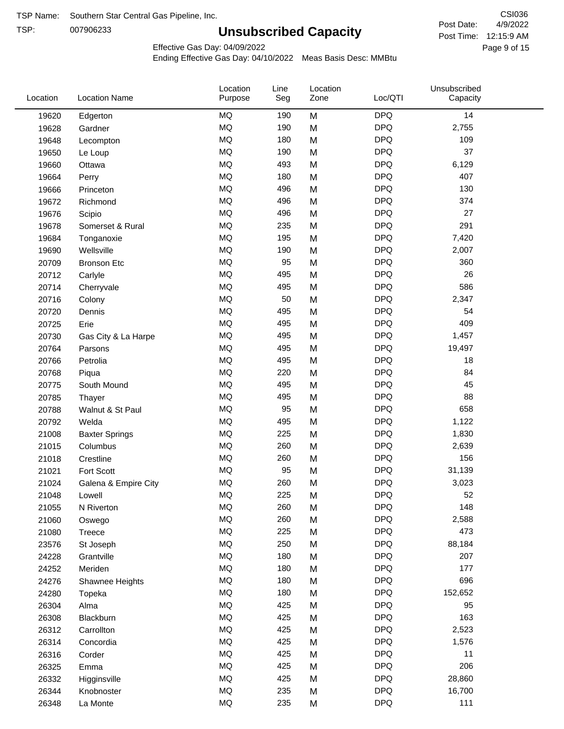TSP Name: Southern Star Central Gas Pipeline, Inc.
TSP: 007906233

# Unsubscribed Capacity

CSI036
Post Date: 4/9/2022
Post Time: 12:15:9 AM

Effective Gas Day: 04/09/2022
Ending Effective Gas Day: 04/10/2022 Meas Basis Desc: MMBtu

| Location | Location Name | Location Purpose | Line Seg | Location Zone | Loc/QTI | Unsubscribed Capacity |
|---|---|---|---|---|---|---|
| 19620 | Edgerton | MQ | 190 | M | DPQ | 14 |
| 19628 | Gardner | MQ | 190 | M | DPQ | 2,755 |
| 19648 | Lecompton | MQ | 180 | M | DPQ | 109 |
| 19650 | Le Loup | MQ | 190 | M | DPQ | 37 |
| 19660 | Ottawa | MQ | 493 | M | DPQ | 6,129 |
| 19664 | Perry | MQ | 180 | M | DPQ | 407 |
| 19666 | Princeton | MQ | 496 | M | DPQ | 130 |
| 19672 | Richmond | MQ | 496 | M | DPQ | 374 |
| 19676 | Scipio | MQ | 496 | M | DPQ | 27 |
| 19678 | Somerset & Rural | MQ | 235 | M | DPQ | 291 |
| 19684 | Tonganoxie | MQ | 195 | M | DPQ | 7,420 |
| 19690 | Wellsville | MQ | 190 | M | DPQ | 2,007 |
| 20709 | Bronson Etc | MQ | 95 | M | DPQ | 360 |
| 20712 | Carlyle | MQ | 495 | M | DPQ | 26 |
| 20714 | Cherryvale | MQ | 495 | M | DPQ | 586 |
| 20716 | Colony | MQ | 50 | M | DPQ | 2,347 |
| 20720 | Dennis | MQ | 495 | M | DPQ | 54 |
| 20725 | Erie | MQ | 495 | M | DPQ | 409 |
| 20730 | Gas City & La Harpe | MQ | 495 | M | DPQ | 1,457 |
| 20764 | Parsons | MQ | 495 | M | DPQ | 19,497 |
| 20766 | Petrolia | MQ | 495 | M | DPQ | 18 |
| 20768 | Piqua | MQ | 220 | M | DPQ | 84 |
| 20775 | South Mound | MQ | 495 | M | DPQ | 45 |
| 20785 | Thayer | MQ | 495 | M | DPQ | 88 |
| 20788 | Walnut & St Paul | MQ | 95 | M | DPQ | 658 |
| 20792 | Welda | MQ | 495 | M | DPQ | 1,122 |
| 21008 | Baxter Springs | MQ | 225 | M | DPQ | 1,830 |
| 21015 | Columbus | MQ | 260 | M | DPQ | 2,639 |
| 21018 | Crestline | MQ | 260 | M | DPQ | 156 |
| 21021 | Fort Scott | MQ | 95 | M | DPQ | 31,139 |
| 21024 | Galena & Empire City | MQ | 260 | M | DPQ | 3,023 |
| 21048 | Lowell | MQ | 225 | M | DPQ | 52 |
| 21055 | N Riverton | MQ | 260 | M | DPQ | 148 |
| 21060 | Oswego | MQ | 260 | M | DPQ | 2,588 |
| 21080 | Treece | MQ | 225 | M | DPQ | 473 |
| 23576 | St Joseph | MQ | 250 | M | DPQ | 88,184 |
| 24228 | Grantville | MQ | 180 | M | DPQ | 207 |
| 24252 | Meriden | MQ | 180 | M | DPQ | 177 |
| 24276 | Shawnee Heights | MQ | 180 | M | DPQ | 696 |
| 24280 | Topeka | MQ | 180 | M | DPQ | 152,652 |
| 26304 | Alma | MQ | 425 | M | DPQ | 95 |
| 26308 | Blackburn | MQ | 425 | M | DPQ | 163 |
| 26312 | Carrollton | MQ | 425 | M | DPQ | 2,523 |
| 26314 | Concordia | MQ | 425 | M | DPQ | 1,576 |
| 26316 | Corder | MQ | 425 | M | DPQ | 11 |
| 26325 | Emma | MQ | 425 | M | DPQ | 206 |
| 26332 | Higginsville | MQ | 425 | M | DPQ | 28,860 |
| 26344 | Knobnoster | MQ | 235 | M | DPQ | 16,700 |
| 26348 | La Monte | MQ | 235 | M | DPQ | 111 |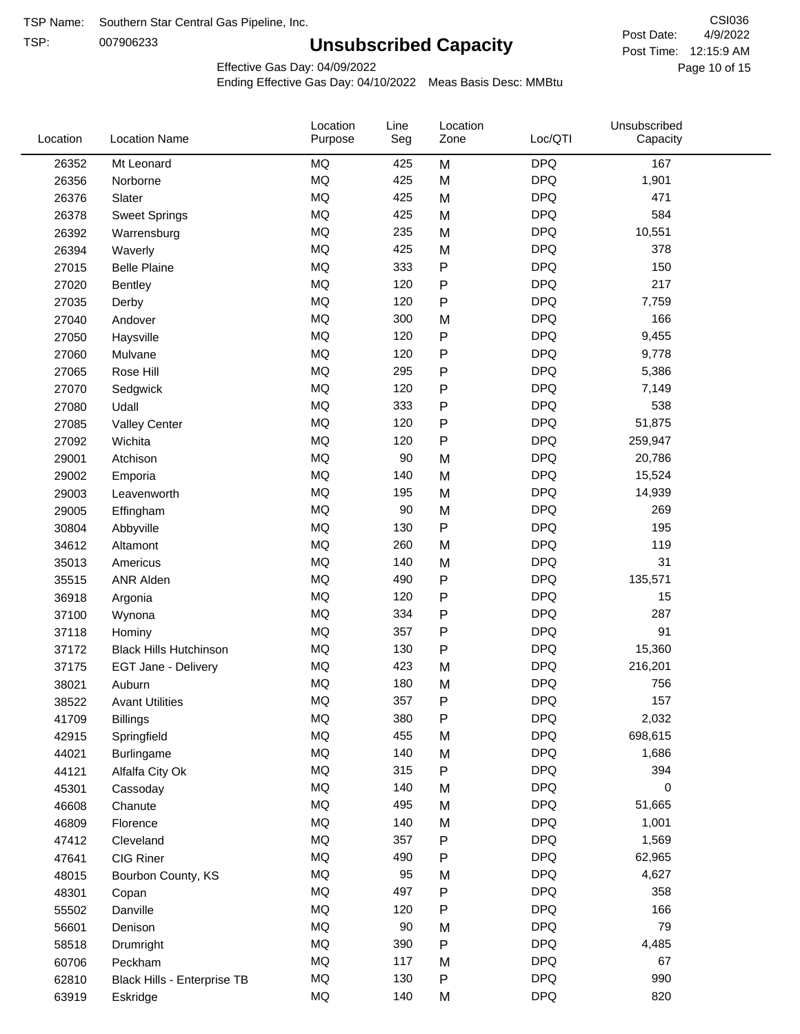TSP Name: Southern Star Central Gas Pipeline, Inc.

TSP: 007906233

# Unsubscribed Capacity

CSI036

Post Date: 4/9/2022

Post Time: 12:15:9 AM

Effective Gas Day: 04/09/2022

Ending Effective Gas Day: 04/10/2022 Meas Basis Desc: MMBtu

| Location | Location Name | Location Purpose | Line Seg | Location Zone | Loc/QTI | Unsubscribed Capacity |
|---|---|---|---|---|---|---|
| 26352 | Mt Leonard | MQ | 425 | M | DPQ | 167 |
| 26356 | Norborne | MQ | 425 | M | DPQ | 1,901 |
| 26376 | Slater | MQ | 425 | M | DPQ | 471 |
| 26378 | Sweet Springs | MQ | 425 | M | DPQ | 584 |
| 26392 | Warrensburg | MQ | 235 | M | DPQ | 10,551 |
| 26394 | Waverly | MQ | 425 | M | DPQ | 378 |
| 27015 | Belle Plaine | MQ | 333 | P | DPQ | 150 |
| 27020 | Bentley | MQ | 120 | P | DPQ | 217 |
| 27035 | Derby | MQ | 120 | P | DPQ | 7,759 |
| 27040 | Andover | MQ | 300 | M | DPQ | 166 |
| 27050 | Haysville | MQ | 120 | P | DPQ | 9,455 |
| 27060 | Mulvane | MQ | 120 | P | DPQ | 9,778 |
| 27065 | Rose Hill | MQ | 295 | P | DPQ | 5,386 |
| 27070 | Sedgwick | MQ | 120 | P | DPQ | 7,149 |
| 27080 | Udall | MQ | 333 | P | DPQ | 538 |
| 27085 | Valley Center | MQ | 120 | P | DPQ | 51,875 |
| 27092 | Wichita | MQ | 120 | P | DPQ | 259,947 |
| 29001 | Atchison | MQ | 90 | M | DPQ | 20,786 |
| 29002 | Emporia | MQ | 140 | M | DPQ | 15,524 |
| 29003 | Leavenworth | MQ | 195 | M | DPQ | 14,939 |
| 29005 | Effingham | MQ | 90 | M | DPQ | 269 |
| 30804 | Abbyville | MQ | 130 | P | DPQ | 195 |
| 34612 | Altamont | MQ | 260 | M | DPQ | 119 |
| 35013 | Americus | MQ | 140 | M | DPQ | 31 |
| 35515 | ANR Alden | MQ | 490 | P | DPQ | 135,571 |
| 36918 | Argonia | MQ | 120 | P | DPQ | 15 |
| 37100 | Wynona | MQ | 334 | P | DPQ | 287 |
| 37118 | Hominy | MQ | 357 | P | DPQ | 91 |
| 37172 | Black Hills Hutchinson | MQ | 130 | P | DPQ | 15,360 |
| 37175 | EGT Jane - Delivery | MQ | 423 | M | DPQ | 216,201 |
| 38021 | Auburn | MQ | 180 | M | DPQ | 756 |
| 38522 | Avant Utilities | MQ | 357 | P | DPQ | 157 |
| 41709 | Billings | MQ | 380 | P | DPQ | 2,032 |
| 42915 | Springfield | MQ | 455 | M | DPQ | 698,615 |
| 44021 | Burlingame | MQ | 140 | M | DPQ | 1,686 |
| 44121 | Alfalfa City Ok | MQ | 315 | P | DPQ | 394 |
| 45301 | Cassoday | MQ | 140 | M | DPQ | 0 |
| 46608 | Chanute | MQ | 495 | M | DPQ | 51,665 |
| 46809 | Florence | MQ | 140 | M | DPQ | 1,001 |
| 47412 | Cleveland | MQ | 357 | P | DPQ | 1,569 |
| 47641 | CIG Riner | MQ | 490 | P | DPQ | 62,965 |
| 48015 | Bourbon County, KS | MQ | 95 | M | DPQ | 4,627 |
| 48301 | Copan | MQ | 497 | P | DPQ | 358 |
| 55502 | Danville | MQ | 120 | P | DPQ | 166 |
| 56601 | Denison | MQ | 90 | M | DPQ | 79 |
| 58518 | Drumright | MQ | 390 | P | DPQ | 4,485 |
| 60706 | Peckham | MQ | 117 | M | DPQ | 67 |
| 62810 | Black Hills - Enterprise TB | MQ | 130 | P | DPQ | 990 |
| 63919 | Eskridge | MQ | 140 | M | DPQ | 820 |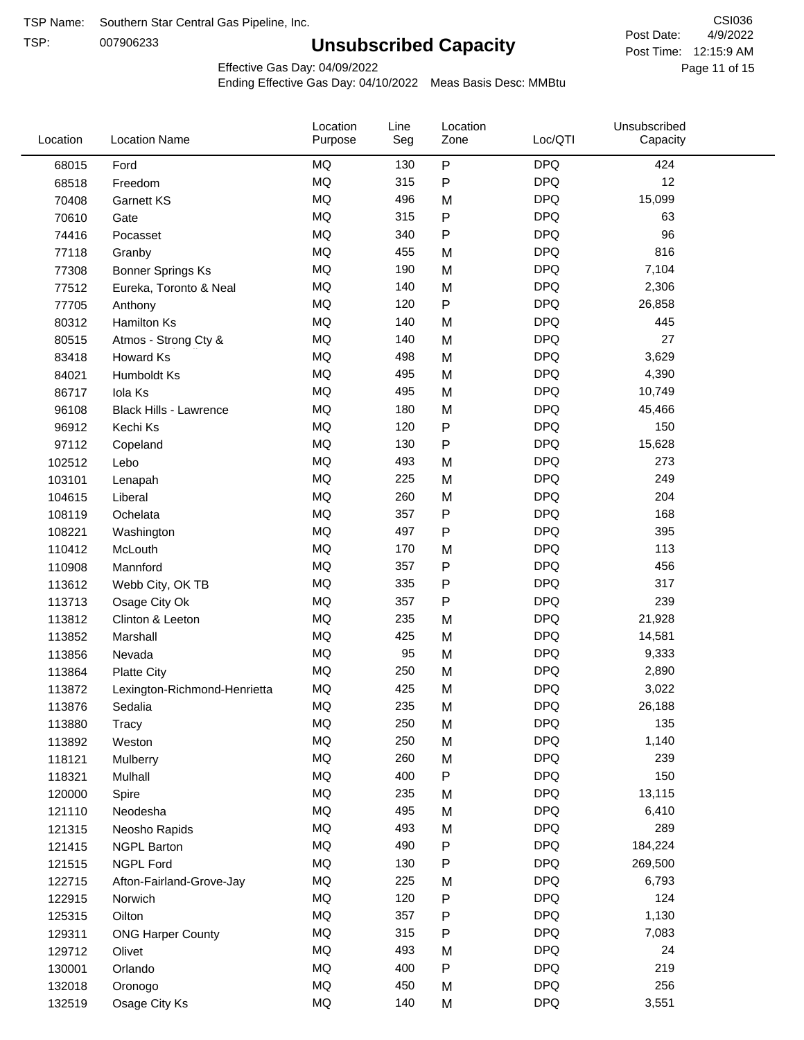TSP Name: Southern Star Central Gas Pipeline, Inc.

TSP: 007906233

# Unsubscribed Capacity

CSI036

Post Date: 4/9/2022

Post Time: 12:15:9 AM

Effective Gas Day: 04/09/2022

Ending Effective Gas Day: 04/10/2022 Meas Basis Desc: MMBtu

| Location | Location Name | Location Purpose | Line Seg | Location Zone | Loc/QTI | Unsubscribed Capacity |
|---|---|---|---|---|---|---|
| 68015 | Ford | MQ | 130 | P | DPQ | 424 |
| 68518 | Freedom | MQ | 315 | P | DPQ | 12 |
| 70408 | Garnett KS | MQ | 496 | M | DPQ | 15,099 |
| 70610 | Gate | MQ | 315 | P | DPQ | 63 |
| 74416 | Pocasset | MQ | 340 | P | DPQ | 96 |
| 77118 | Granby | MQ | 455 | M | DPQ | 816 |
| 77308 | Bonner Springs Ks | MQ | 190 | M | DPQ | 7,104 |
| 77512 | Eureka, Toronto & Neal | MQ | 140 | M | DPQ | 2,306 |
| 77705 | Anthony | MQ | 120 | P | DPQ | 26,858 |
| 80312 | Hamilton Ks | MQ | 140 | M | DPQ | 445 |
| 80515 | Atmos - Strong Cty & | MQ | 140 | M | DPQ | 27 |
| 83418 | Howard Ks | MQ | 498 | M | DPQ | 3,629 |
| 84021 | Humboldt Ks | MQ | 495 | M | DPQ | 4,390 |
| 86717 | Iola Ks | MQ | 495 | M | DPQ | 10,749 |
| 96108 | Black Hills - Lawrence | MQ | 180 | M | DPQ | 45,466 |
| 96912 | Kechi Ks | MQ | 120 | P | DPQ | 150 |
| 97112 | Copeland | MQ | 130 | P | DPQ | 15,628 |
| 102512 | Lebo | MQ | 493 | M | DPQ | 273 |
| 103101 | Lenapah | MQ | 225 | M | DPQ | 249 |
| 104615 | Liberal | MQ | 260 | M | DPQ | 204 |
| 108119 | Ochelata | MQ | 357 | P | DPQ | 168 |
| 108221 | Washington | MQ | 497 | P | DPQ | 395 |
| 110412 | McLouth | MQ | 170 | M | DPQ | 113 |
| 110908 | Mannford | MQ | 357 | P | DPQ | 456 |
| 113612 | Webb City, OK TB | MQ | 335 | P | DPQ | 317 |
| 113713 | Osage City Ok | MQ | 357 | P | DPQ | 239 |
| 113812 | Clinton & Leeton | MQ | 235 | M | DPQ | 21,928 |
| 113852 | Marshall | MQ | 425 | M | DPQ | 14,581 |
| 113856 | Nevada | MQ | 95 | M | DPQ | 9,333 |
| 113864 | Platte City | MQ | 250 | M | DPQ | 2,890 |
| 113872 | Lexington-Richmond-Henrietta | MQ | 425 | M | DPQ | 3,022 |
| 113876 | Sedalia | MQ | 235 | M | DPQ | 26,188 |
| 113880 | Tracy | MQ | 250 | M | DPQ | 135 |
| 113892 | Weston | MQ | 250 | M | DPQ | 1,140 |
| 118121 | Mulberry | MQ | 260 | M | DPQ | 239 |
| 118321 | Mulhall | MQ | 400 | P | DPQ | 150 |
| 120000 | Spire | MQ | 235 | M | DPQ | 13,115 |
| 121110 | Neodesha | MQ | 495 | M | DPQ | 6,410 |
| 121315 | Neosho Rapids | MQ | 493 | M | DPQ | 289 |
| 121415 | NGPL Barton | MQ | 490 | P | DPQ | 184,224 |
| 121515 | NGPL Ford | MQ | 130 | P | DPQ | 269,500 |
| 122715 | Afton-Fairland-Grove-Jay | MQ | 225 | M | DPQ | 6,793 |
| 122915 | Norwich | MQ | 120 | P | DPQ | 124 |
| 125315 | Oilton | MQ | 357 | P | DPQ | 1,130 |
| 129311 | ONG Harper County | MQ | 315 | P | DPQ | 7,083 |
| 129712 | Olivet | MQ | 493 | M | DPQ | 24 |
| 130001 | Orlando | MQ | 400 | P | DPQ | 219 |
| 132018 | Oronogo | MQ | 450 | M | DPQ | 256 |
| 132519 | Osage City Ks | MQ | 140 | M | DPQ | 3,551 |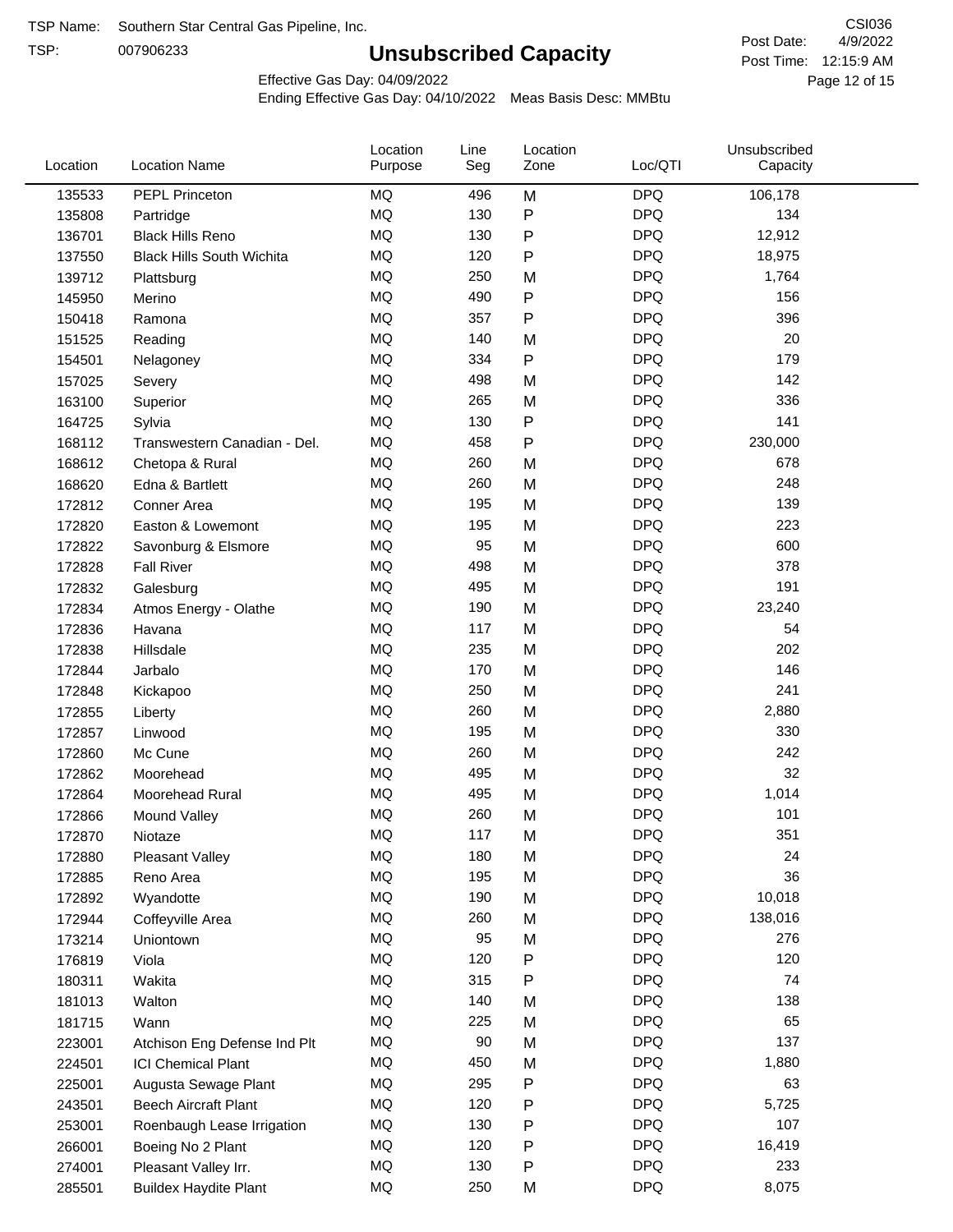TSP Name: Southern Star Central Gas Pipeline, Inc.

TSP: 007906233

# Unsubscribed Capacity

CSI036

Post Date: 4/9/2022

Post Time: 12:15:9 AM

Effective Gas Day: 04/09/2022

Ending Effective Gas Day: 04/10/2022 Meas Basis Desc: MMBtu

| Location | Location Name | Location Purpose | Line Seg | Location Zone | Loc/QTI | Unsubscribed Capacity |
|---|---|---|---|---|---|---|
| 135533 | PEPL Princeton | MQ | 496 | M | DPQ | 106,178 |
| 135808 | Partridge | MQ | 130 | P | DPQ | 134 |
| 136701 | Black Hills Reno | MQ | 130 | P | DPQ | 12,912 |
| 137550 | Black Hills South Wichita | MQ | 120 | P | DPQ | 18,975 |
| 139712 | Plattsburg | MQ | 250 | M | DPQ | 1,764 |
| 145950 | Merino | MQ | 490 | P | DPQ | 156 |
| 150418 | Ramona | MQ | 357 | P | DPQ | 396 |
| 151525 | Reading | MQ | 140 | M | DPQ | 20 |
| 154501 | Nelagoney | MQ | 334 | P | DPQ | 179 |
| 157025 | Severy | MQ | 498 | M | DPQ | 142 |
| 163100 | Superior | MQ | 265 | M | DPQ | 336 |
| 164725 | Sylvia | MQ | 130 | P | DPQ | 141 |
| 168112 | Transwestern Canadian - Del. | MQ | 458 | P | DPQ | 230,000 |
| 168612 | Chetopa & Rural | MQ | 260 | M | DPQ | 678 |
| 168620 | Edna & Bartlett | MQ | 260 | M | DPQ | 248 |
| 172812 | Conner Area | MQ | 195 | M | DPQ | 139 |
| 172820 | Easton & Lowemont | MQ | 195 | M | DPQ | 223 |
| 172822 | Savonburg & Elsmore | MQ | 95 | M | DPQ | 600 |
| 172828 | Fall River | MQ | 498 | M | DPQ | 378 |
| 172832 | Galesburg | MQ | 495 | M | DPQ | 191 |
| 172834 | Atmos Energy - Olathe | MQ | 190 | M | DPQ | 23,240 |
| 172836 | Havana | MQ | 117 | M | DPQ | 54 |
| 172838 | Hillsdale | MQ | 235 | M | DPQ | 202 |
| 172844 | Jarbalo | MQ | 170 | M | DPQ | 146 |
| 172848 | Kickapoo | MQ | 250 | M | DPQ | 241 |
| 172855 | Liberty | MQ | 260 | M | DPQ | 2,880 |
| 172857 | Linwood | MQ | 195 | M | DPQ | 330 |
| 172860 | Mc Cune | MQ | 260 | M | DPQ | 242 |
| 172862 | Moorehead | MQ | 495 | M | DPQ | 32 |
| 172864 | Moorehead Rural | MQ | 495 | M | DPQ | 1,014 |
| 172866 | Mound Valley | MQ | 260 | M | DPQ | 101 |
| 172870 | Niotaze | MQ | 117 | M | DPQ | 351 |
| 172880 | Pleasant Valley | MQ | 180 | M | DPQ | 24 |
| 172885 | Reno Area | MQ | 195 | M | DPQ | 36 |
| 172892 | Wyandotte | MQ | 190 | M | DPQ | 10,018 |
| 172944 | Coffeyville Area | MQ | 260 | M | DPQ | 138,016 |
| 173214 | Uniontown | MQ | 95 | M | DPQ | 276 |
| 176819 | Viola | MQ | 120 | P | DPQ | 120 |
| 180311 | Wakita | MQ | 315 | P | DPQ | 74 |
| 181013 | Walton | MQ | 140 | M | DPQ | 138 |
| 181715 | Wann | MQ | 225 | M | DPQ | 65 |
| 223001 | Atchison Eng Defense Ind Plt | MQ | 90 | M | DPQ | 137 |
| 224501 | ICI Chemical Plant | MQ | 450 | M | DPQ | 1,880 |
| 225001 | Augusta Sewage Plant | MQ | 295 | P | DPQ | 63 |
| 243501 | Beech Aircraft Plant | MQ | 120 | P | DPQ | 5,725 |
| 253001 | Roenbaugh Lease Irrigation | MQ | 130 | P | DPQ | 107 |
| 266001 | Boeing No 2 Plant | MQ | 120 | P | DPQ | 16,419 |
| 274001 | Pleasant Valley Irr. | MQ | 130 | P | DPQ | 233 |
| 285501 | Buildex Haydite Plant | MQ | 250 | M | DPQ | 8,075 |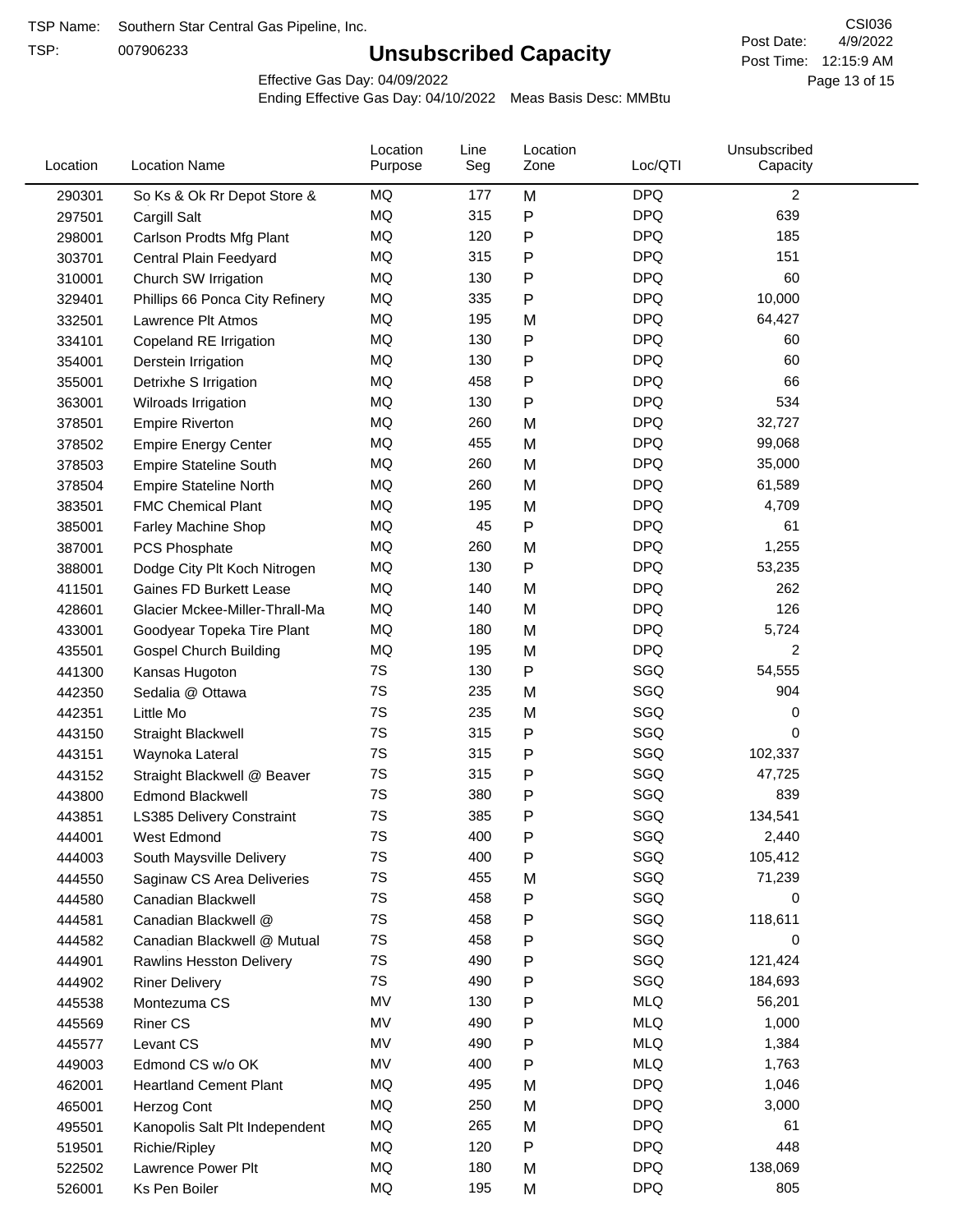TSP Name: Southern Star Central Gas Pipeline, Inc.

TSP: 007906233

# Unsubscribed Capacity

CSI036

Post Date: 4/9/2022

Post Time: 12:15:9 AM

Effective Gas Day: 04/09/2022

Ending Effective Gas Day: 04/10/2022 Meas Basis Desc: MMBtu

| Location | Location Name | Location Purpose | Line Seg | Location Zone | Loc/QTI | Unsubscribed Capacity |
|---|---|---|---|---|---|---|
| 290301 | So Ks & Ok Rr Depot Store & | MQ | 177 | M | DPQ | 2 |
| 297501 | Cargill Salt | MQ | 315 | P | DPQ | 639 |
| 298001 | Carlson Prodts Mfg Plant | MQ | 120 | P | DPQ | 185 |
| 303701 | Central Plain Feedyard | MQ | 315 | P | DPQ | 151 |
| 310001 | Church SW Irrigation | MQ | 130 | P | DPQ | 60 |
| 329401 | Phillips 66 Ponca City Refinery | MQ | 335 | P | DPQ | 10,000 |
| 332501 | Lawrence Plt Atmos | MQ | 195 | M | DPQ | 64,427 |
| 334101 | Copeland RE Irrigation | MQ | 130 | P | DPQ | 60 |
| 354001 | Derstein Irrigation | MQ | 130 | P | DPQ | 60 |
| 355001 | Detrixhe S Irrigation | MQ | 458 | P | DPQ | 66 |
| 363001 | Wilroads Irrigation | MQ | 130 | P | DPQ | 534 |
| 378501 | Empire Riverton | MQ | 260 | M | DPQ | 32,727 |
| 378502 | Empire Energy Center | MQ | 455 | M | DPQ | 99,068 |
| 378503 | Empire Stateline South | MQ | 260 | M | DPQ | 35,000 |
| 378504 | Empire Stateline North | MQ | 260 | M | DPQ | 61,589 |
| 383501 | FMC Chemical Plant | MQ | 195 | M | DPQ | 4,709 |
| 385001 | Farley Machine Shop | MQ | 45 | P | DPQ | 61 |
| 387001 | PCS Phosphate | MQ | 260 | M | DPQ | 1,255 |
| 388001 | Dodge City Plt Koch Nitrogen | MQ | 130 | P | DPQ | 53,235 |
| 411501 | Gaines FD Burkett Lease | MQ | 140 | M | DPQ | 262 |
| 428601 | Glacier Mckee-Miller-Thrall-Ma | MQ | 140 | M | DPQ | 126 |
| 433001 | Goodyear Topeka Tire Plant | MQ | 180 | M | DPQ | 5,724 |
| 435501 | Gospel Church Building | MQ | 195 | M | DPQ | 2 |
| 441300 | Kansas Hugoton | 7S | 130 | P | SGQ | 54,555 |
| 442350 | Sedalia @ Ottawa | 7S | 235 | M | SGQ | 904 |
| 442351 | Little Mo | 7S | 235 | M | SGQ | 0 |
| 443150 | Straight Blackwell | 7S | 315 | P | SGQ | 0 |
| 443151 | Waynoka Lateral | 7S | 315 | P | SGQ | 102,337 |
| 443152 | Straight Blackwell @ Beaver | 7S | 315 | P | SGQ | 47,725 |
| 443800 | Edmond Blackwell | 7S | 380 | P | SGQ | 839 |
| 443851 | LS385 Delivery Constraint | 7S | 385 | P | SGQ | 134,541 |
| 444001 | West Edmond | 7S | 400 | P | SGQ | 2,440 |
| 444003 | South Maysville Delivery | 7S | 400 | P | SGQ | 105,412 |
| 444550 | Saginaw CS Area Deliveries | 7S | 455 | M | SGQ | 71,239 |
| 444580 | Canadian Blackwell | 7S | 458 | P | SGQ | 0 |
| 444581 | Canadian Blackwell @ | 7S | 458 | P | SGQ | 118,611 |
| 444582 | Canadian Blackwell @ Mutual | 7S | 458 | P | SGQ | 0 |
| 444901 | Rawlins Hesston Delivery | 7S | 490 | P | SGQ | 121,424 |
| 444902 | Riner Delivery | 7S | 490 | P | SGQ | 184,693 |
| 445538 | Montezuma CS | MV | 130 | P | MLQ | 56,201 |
| 445569 | Riner CS | MV | 490 | P | MLQ | 1,000 |
| 445577 | Levant CS | MV | 490 | P | MLQ | 1,384 |
| 449003 | Edmond CS w/o OK | MV | 400 | P | MLQ | 1,763 |
| 462001 | Heartland Cement Plant | MQ | 495 | M | DPQ | 1,046 |
| 465001 | Herzog Cont | MQ | 250 | M | DPQ | 3,000 |
| 495501 | Kanopolis Salt Plt Independent | MQ | 265 | M | DPQ | 61 |
| 519501 | Richie/Ripley | MQ | 120 | P | DPQ | 448 |
| 522502 | Lawrence Power Plt | MQ | 180 | M | DPQ | 138,069 |
| 526001 | Ks Pen Boiler | MQ | 195 | M | DPQ | 805 |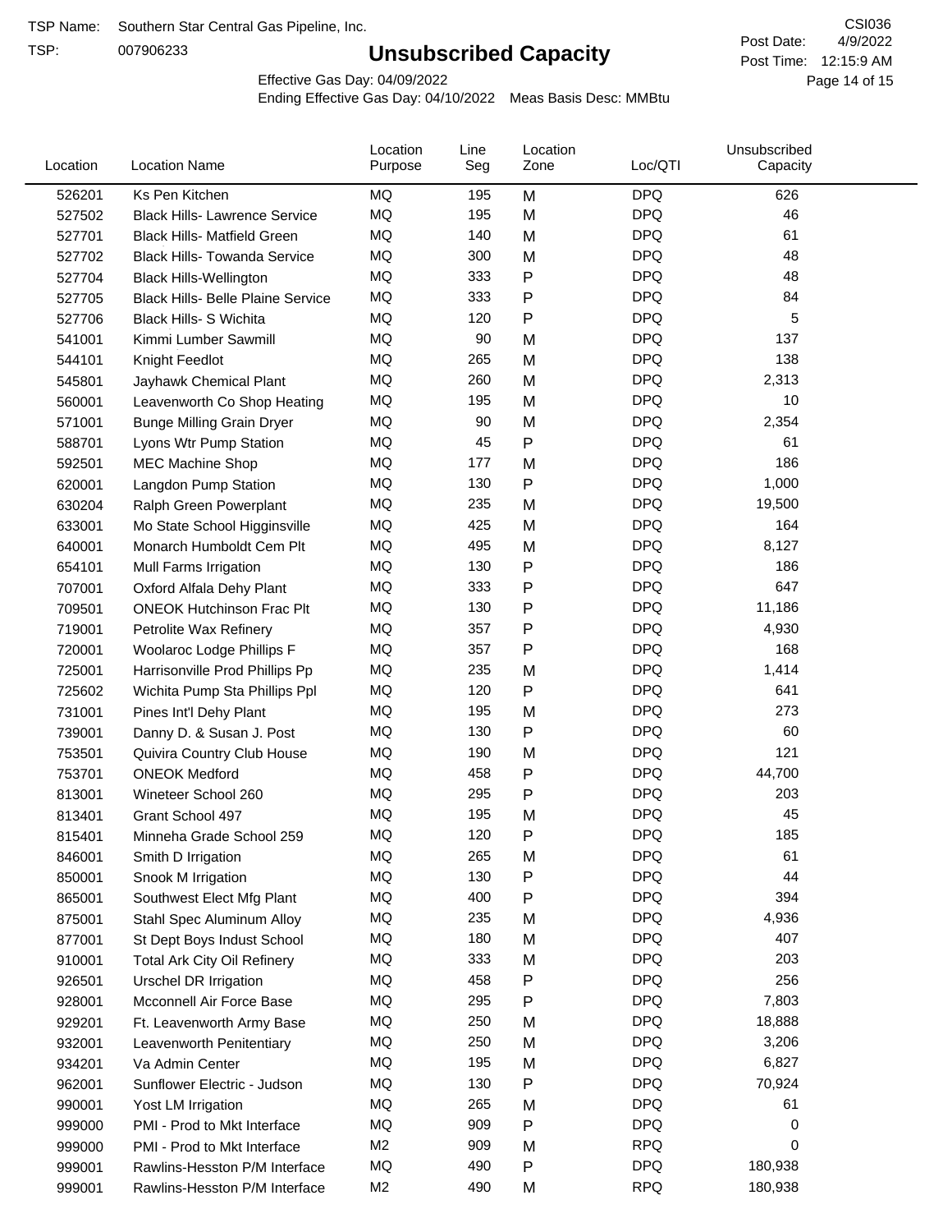TSP Name: Southern Star Central Gas Pipeline, Inc.

TSP: 007906233

# Unsubscribed Capacity

CSI036

Post Date: 4/9/2022

Post Time: 12:15:9 AM

Effective Gas Day: 04/09/2022

Ending Effective Gas Day: 04/10/2022 Meas Basis Desc: MMBtu

| Location | Location Name | Location Purpose | Line Seg | Location Zone | Loc/QTI | Unsubscribed Capacity |
|---|---|---|---|---|---|---|
| 526201 | Ks Pen Kitchen | MQ | 195 | M | DPQ | 626 |
| 527502 | Black Hills- Lawrence Service | MQ | 195 | M | DPQ | 46 |
| 527701 | Black Hills- Matfield Green | MQ | 140 | M | DPQ | 61 |
| 527702 | Black Hills- Towanda Service | MQ | 300 | M | DPQ | 48 |
| 527704 | Black Hills-Wellington | MQ | 333 | P | DPQ | 48 |
| 527705 | Black Hills- Belle Plaine Service | MQ | 333 | P | DPQ | 84 |
| 527706 | Black Hills- S Wichita | MQ | 120 | P | DPQ | 5 |
| 541001 | Kimmi Lumber Sawmill | MQ | 90 | M | DPQ | 137 |
| 544101 | Knight Feedlot | MQ | 265 | M | DPQ | 138 |
| 545801 | Jayhawk Chemical Plant | MQ | 260 | M | DPQ | 2,313 |
| 560001 | Leavenworth Co Shop Heating | MQ | 195 | M | DPQ | 10 |
| 571001 | Bunge Milling Grain Dryer | MQ | 90 | M | DPQ | 2,354 |
| 588701 | Lyons Wtr Pump Station | MQ | 45 | P | DPQ | 61 |
| 592501 | MEC Machine Shop | MQ | 177 | M | DPQ | 186 |
| 620001 | Langdon Pump Station | MQ | 130 | P | DPQ | 1,000 |
| 630204 | Ralph Green Powerplant | MQ | 235 | M | DPQ | 19,500 |
| 633001 | Mo State School Higginsville | MQ | 425 | M | DPQ | 164 |
| 640001 | Monarch Humboldt Cem Plt | MQ | 495 | M | DPQ | 8,127 |
| 654101 | Mull Farms Irrigation | MQ | 130 | P | DPQ | 186 |
| 707001 | Oxford Alfala Dehy Plant | MQ | 333 | P | DPQ | 647 |
| 709501 | ONEOK Hutchinson Frac Plt | MQ | 130 | P | DPQ | 11,186 |
| 719001 | Petrolite Wax Refinery | MQ | 357 | P | DPQ | 4,930 |
| 720001 | Woolaroc Lodge Phillips F | MQ | 357 | P | DPQ | 168 |
| 725001 | Harrisonville Prod Phillips Pp | MQ | 235 | M | DPQ | 1,414 |
| 725602 | Wichita Pump Sta Phillips Ppl | MQ | 120 | P | DPQ | 641 |
| 731001 | Pines Int'l Dehy Plant | MQ | 195 | M | DPQ | 273 |
| 739001 | Danny D. & Susan J. Post | MQ | 130 | P | DPQ | 60 |
| 753501 | Quivira Country Club House | MQ | 190 | M | DPQ | 121 |
| 753701 | ONEOK Medford | MQ | 458 | P | DPQ | 44,700 |
| 813001 | Wineteer School 260 | MQ | 295 | P | DPQ | 203 |
| 813401 | Grant School 497 | MQ | 195 | M | DPQ | 45 |
| 815401 | Minneha Grade School 259 | MQ | 120 | P | DPQ | 185 |
| 846001 | Smith D Irrigation | MQ | 265 | M | DPQ | 61 |
| 850001 | Snook M Irrigation | MQ | 130 | P | DPQ | 44 |
| 865001 | Southwest Elect Mfg Plant | MQ | 400 | P | DPQ | 394 |
| 875001 | Stahl Spec Aluminum Alloy | MQ | 235 | M | DPQ | 4,936 |
| 877001 | St Dept Boys Indust School | MQ | 180 | M | DPQ | 407 |
| 910001 | Total Ark City Oil Refinery | MQ | 333 | M | DPQ | 203 |
| 926501 | Urschel DR Irrigation | MQ | 458 | P | DPQ | 256 |
| 928001 | Mcconnell Air Force Base | MQ | 295 | P | DPQ | 7,803 |
| 929201 | Ft. Leavenworth Army Base | MQ | 250 | M | DPQ | 18,888 |
| 932001 | Leavenworth Penitentiary | MQ | 250 | M | DPQ | 3,206 |
| 934201 | Va Admin Center | MQ | 195 | M | DPQ | 6,827 |
| 962001 | Sunflower Electric - Judson | MQ | 130 | P | DPQ | 70,924 |
| 990001 | Yost LM Irrigation | MQ | 265 | M | DPQ | 61 |
| 999000 | PMI - Prod to Mkt Interface | MQ | 909 | P | DPQ | 0 |
| 999000 | PMI - Prod to Mkt Interface | M2 | 909 | M | RPQ | 0 |
| 999001 | Rawlins-Hesston P/M Interface | MQ | 490 | P | DPQ | 180,938 |
| 999001 | Rawlins-Hesston P/M Interface | M2 | 490 | M | RPQ | 180,938 |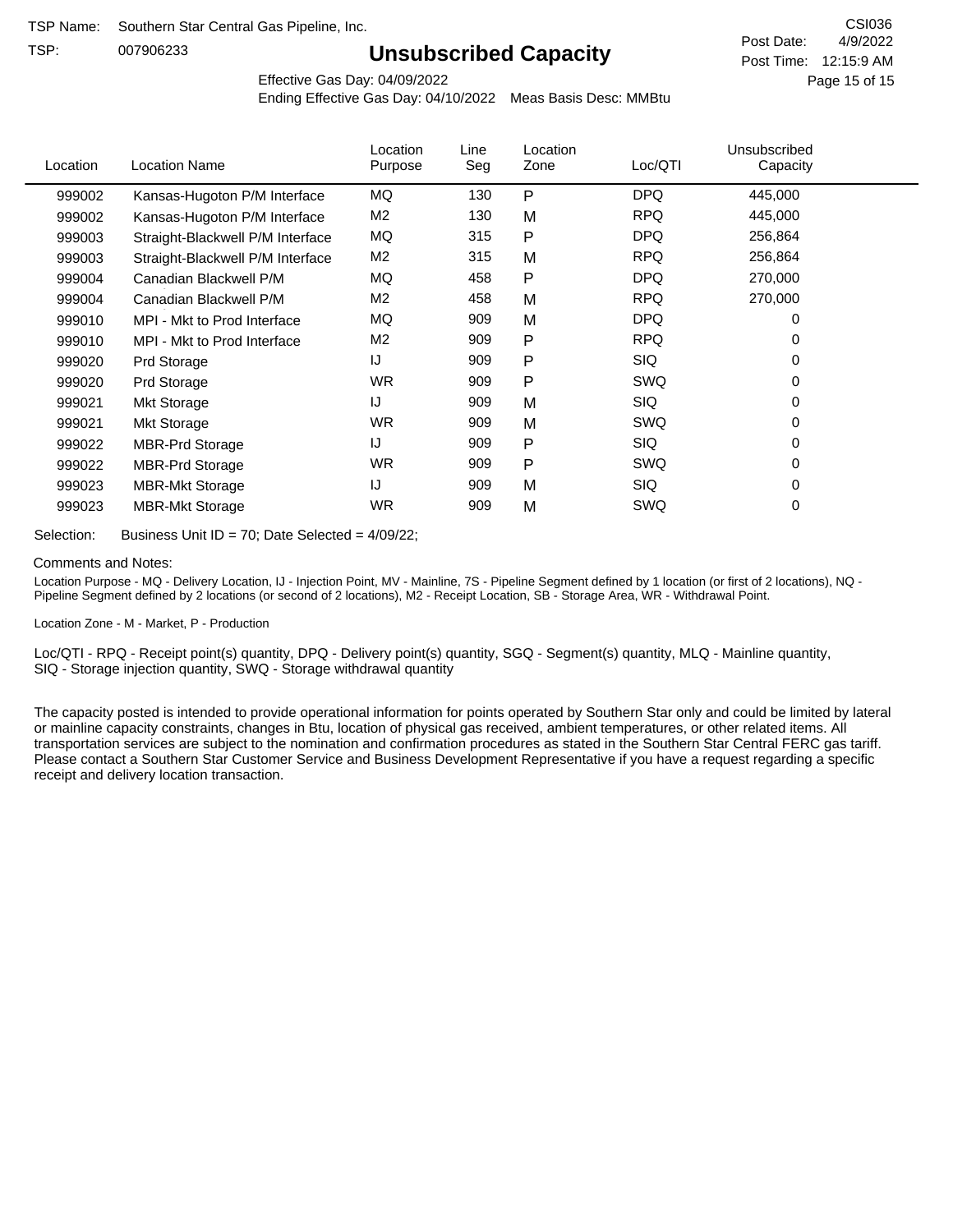TSP Name: Southern Star Central Gas Pipeline, Inc.

TSP: 007906233

# Unsubscribed Capacity

CSI036

Post Date: 4/9/2022

Post Time: 12:15:9 AM

Effective Gas Day: 04/09/2022

Ending Effective Gas Day: 04/10/2022 Meas Basis Desc: MMBtu

| Location | Location Name | Location Purpose | Line Seg | Location Zone | Loc/QTI | Unsubscribed Capacity |
|---|---|---|---|---|---|---|
| 999002 | Kansas-Hugoton P/M Interface | MQ | 130 | P | DPQ | 445,000 |
| 999002 | Kansas-Hugoton P/M Interface | M2 | 130 | M | RPQ | 445,000 |
| 999003 | Straight-Blackwell P/M Interface | MQ | 315 | P | DPQ | 256,864 |
| 999003 | Straight-Blackwell P/M Interface | M2 | 315 | M | RPQ | 256,864 |
| 999004 | Canadian Blackwell P/M | MQ | 458 | P | DPQ | 270,000 |
| 999004 | Canadian Blackwell P/M | M2 | 458 | M | RPQ | 270,000 |
| 999010 | MPI - Mkt to Prod Interface | MQ | 909 | M | DPQ | 0 |
| 999010 | MPI - Mkt to Prod Interface | M2 | 909 | P | RPQ | 0 |
| 999020 | Prd Storage | IJ | 909 | P | SIQ | 0 |
| 999020 | Prd Storage | WR | 909 | P | SWQ | 0 |
| 999021 | Mkt Storage | IJ | 909 | M | SIQ | 0 |
| 999021 | Mkt Storage | WR | 909 | M | SWQ | 0 |
| 999022 | MBR-Prd Storage | IJ | 909 | P | SIQ | 0 |
| 999022 | MBR-Prd Storage | WR | 909 | P | SWQ | 0 |
| 999023 | MBR-Mkt Storage | IJ | 909 | M | SIQ | 0 |
| 999023 | MBR-Mkt Storage | WR | 909 | M | SWQ | 0 |

Selection: Business Unit ID = 70; Date Selected = 4/09/22;

Comments and Notes:

Location Purpose - MQ - Delivery Location, IJ - Injection Point, MV - Mainline, 7S - Pipeline Segment defined by 1 location (or first of 2 locations), NQ - Pipeline Segment defined by 2 locations (or second of 2 locations), M2 - Receipt Location, SB - Storage Area, WR - Withdrawal Point.

Location Zone - M - Market, P - Production

Loc/QTI - RPQ - Receipt point(s) quantity, DPQ - Delivery point(s) quantity, SGQ - Segment(s) quantity, MLQ - Mainline quantity, SIQ - Storage injection quantity, SWQ - Storage withdrawal quantity

The capacity posted is intended to provide operational information for points operated by Southern Star only and could be limited by lateral or mainline capacity constraints, changes in Btu, location of physical gas received, ambient temperatures, or other related items. All transportation services are subject to the nomination and confirmation procedures as stated in the Southern Star Central FERC gas tariff. Please contact a Southern Star Customer Service and Business Development Representative if you have a request regarding a specific receipt and delivery location transaction.